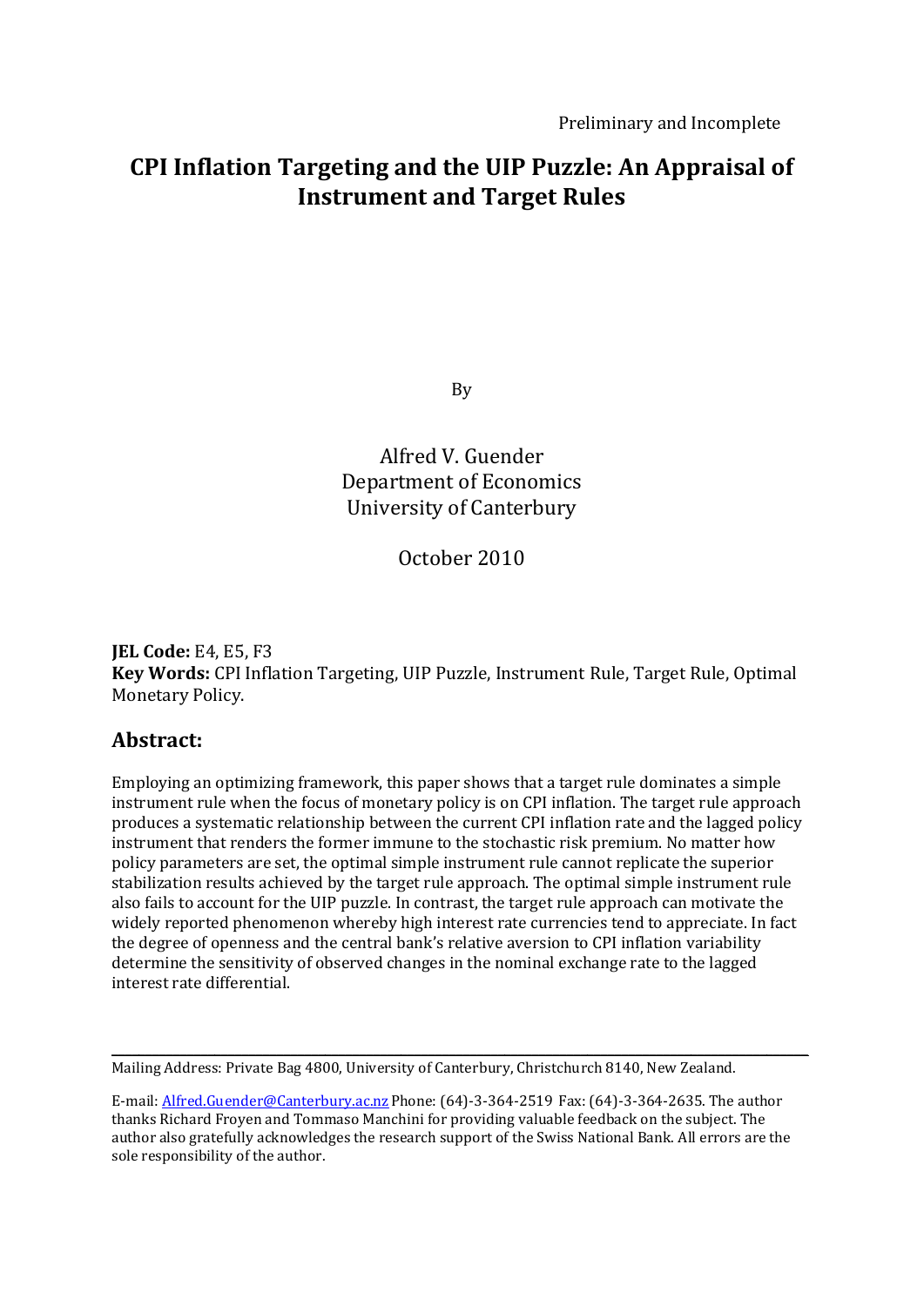Preliminary and Incomplete

# CPI Inflation Targeting and the UIP Puzzle: An Appraisal of Instrument and Target Rules

By

Alfred V. Guender
Department of Economics
University of Canterbury

October 2010

**JEL Code:** E4, E5, F3
**Key Words:** CPI Inflation Targeting, UIP Puzzle, Instrument Rule, Target Rule, Optimal Monetary Policy.

## Abstract:

Employing an optimizing framework, this paper shows that a target rule dominates a simple instrument rule when the focus of monetary policy is on CPI inflation. The target rule approach produces a systematic relationship between the current CPI inflation rate and the lagged policy instrument that renders the former immune to the stochastic risk premium. No matter how policy parameters are set, the optimal simple instrument rule cannot replicate the superior stabilization results achieved by the target rule approach. The optimal simple instrument rule also fails to account for the UIP puzzle. In contrast, the target rule approach can motivate the widely reported phenomenon whereby high interest rate currencies tend to appreciate. In fact the degree of openness and the central bank's relative aversion to CPI inflation variability determine the sensitivity of observed changes in the nominal exchange rate to the lagged interest rate differential.

---

Mailing Address: Private Bag 4800, University of Canterbury, Christchurch 8140, New Zealand.

E-mail: Alfred.Guender@Canterbury.ac.nz Phone: (64)-3-364-2519 Fax: (64)-3-364-2635. The author thanks Richard Froyen and Tommaso Manchini for providing valuable feedback on the subject. The author also gratefully acknowledges the research support of the Swiss National Bank. All errors are the sole responsibility of the author.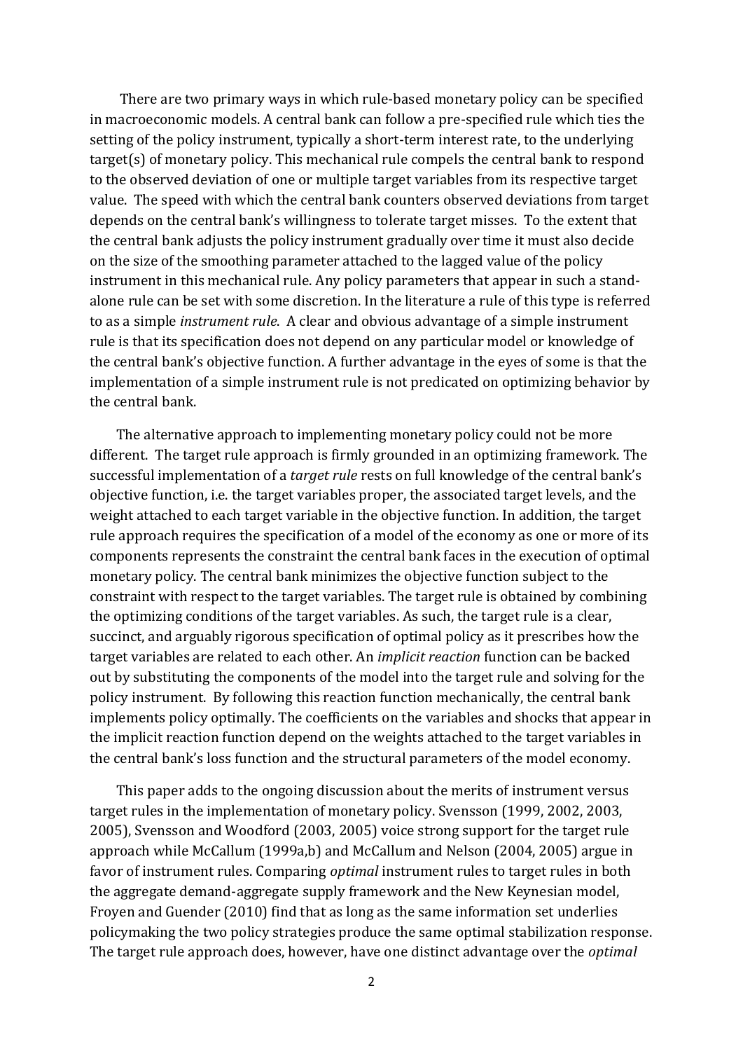There are two primary ways in which rule-based monetary policy can be specified in macroeconomic models. A central bank can follow a pre-specified rule which ties the setting of the policy instrument, typically a short-term interest rate, to the underlying target(s) of monetary policy. This mechanical rule compels the central bank to respond to the observed deviation of one or multiple target variables from its respective target value. The speed with which the central bank counters observed deviations from target depends on the central bank's willingness to tolerate target misses. To the extent that the central bank adjusts the policy instrument gradually over time it must also decide on the size of the smoothing parameter attached to the lagged value of the policy instrument in this mechanical rule. Any policy parameters that appear in such a stand-alone rule can be set with some discretion. In the literature a rule of this type is referred to as a simple *instrument rule*. A clear and obvious advantage of a simple instrument rule is that its specification does not depend on any particular model or knowledge of the central bank's objective function. A further advantage in the eyes of some is that the implementation of a simple instrument rule is not predicated on optimizing behavior by the central bank.

The alternative approach to implementing monetary policy could not be more different. The target rule approach is firmly grounded in an optimizing framework. The successful implementation of a *target rule* rests on full knowledge of the central bank's objective function, i.e. the target variables proper, the associated target levels, and the weight attached to each target variable in the objective function. In addition, the target rule approach requires the specification of a model of the economy as one or more of its components represents the constraint the central bank faces in the execution of optimal monetary policy. The central bank minimizes the objective function subject to the constraint with respect to the target variables. The target rule is obtained by combining the optimizing conditions of the target variables. As such, the target rule is a clear, succinct, and arguably rigorous specification of optimal policy as it prescribes how the target variables are related to each other. An *implicit reaction* function can be backed out by substituting the components of the model into the target rule and solving for the policy instrument. By following this reaction function mechanically, the central bank implements policy optimally. The coefficients on the variables and shocks that appear in the implicit reaction function depend on the weights attached to the target variables in the central bank's loss function and the structural parameters of the model economy.

This paper adds to the ongoing discussion about the merits of instrument versus target rules in the implementation of monetary policy. Svensson (1999, 2002, 2003, 2005), Svensson and Woodford (2003, 2005) voice strong support for the target rule approach while McCallum (1999a,b) and McCallum and Nelson (2004, 2005) argue in favor of instrument rules. Comparing *optimal* instrument rules to target rules in both the aggregate demand-aggregate supply framework and the New Keynesian model, Froyen and Guender (2010) find that as long as the same information set underlies policymaking the two policy strategies produce the same optimal stabilization response. The target rule approach does, however, have one distinct advantage over the *optimal*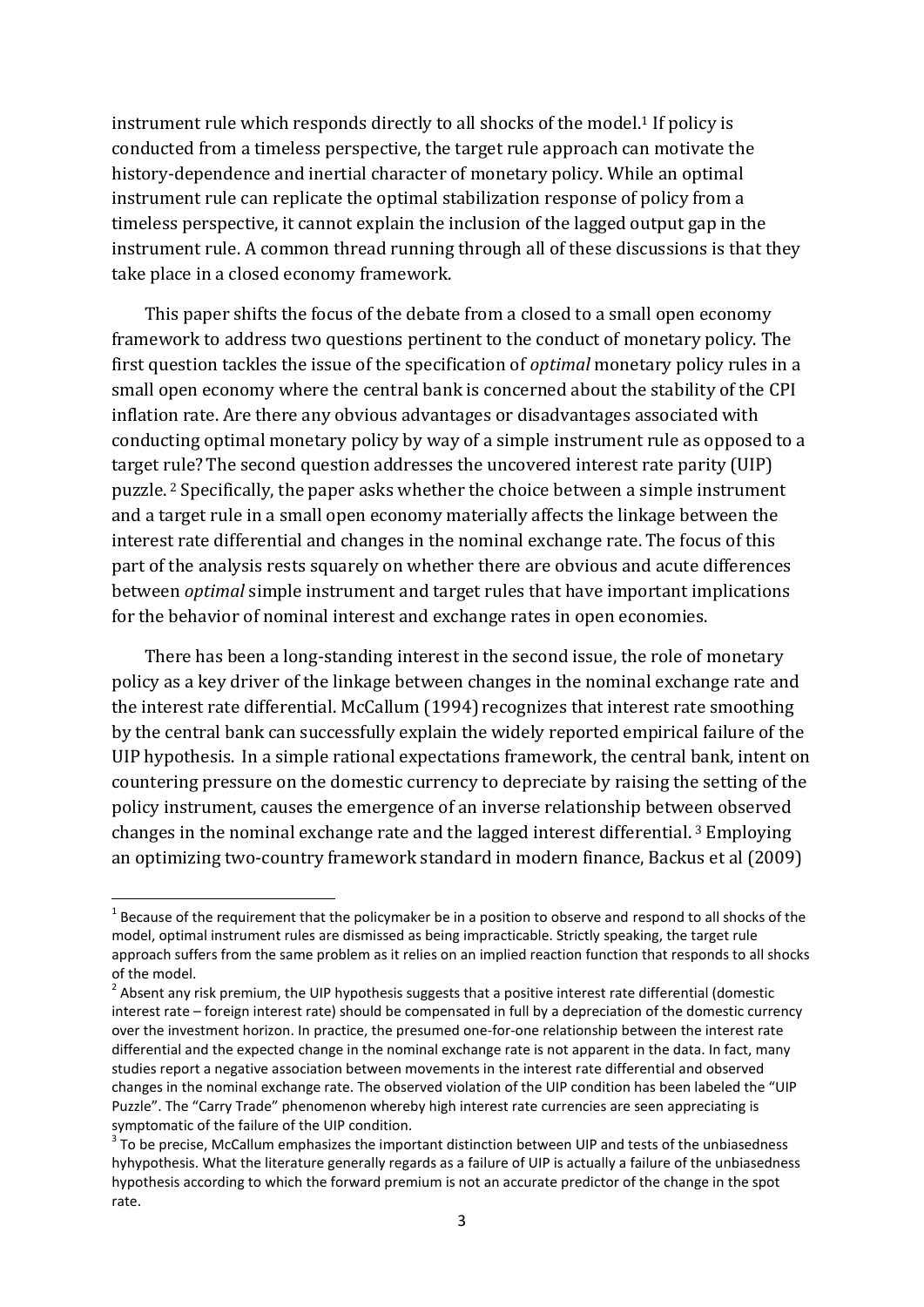instrument rule which responds directly to all shocks of the model.[1] If policy is conducted from a timeless perspective, the target rule approach can motivate the history-dependence and inertial character of monetary policy. While an optimal instrument rule can replicate the optimal stabilization response of policy from a timeless perspective, it cannot explain the inclusion of the lagged output gap in the instrument rule. A common thread running through all of these discussions is that they take place in a closed economy framework.

This paper shifts the focus of the debate from a closed to a small open economy framework to address two questions pertinent to the conduct of monetary policy. The first question tackles the issue of the specification of *optimal* monetary policy rules in a small open economy where the central bank is concerned about the stability of the CPI inflation rate. Are there any obvious advantages or disadvantages associated with conducting optimal monetary policy by way of a simple instrument rule as opposed to a target rule? The second question addresses the uncovered interest rate parity (UIP) puzzle. [2] Specifically, the paper asks whether the choice between a simple instrument and a target rule in a small open economy materially affects the linkage between the interest rate differential and changes in the nominal exchange rate. The focus of this part of the analysis rests squarely on whether there are obvious and acute differences between *optimal* simple instrument and target rules that have important implications for the behavior of nominal interest and exchange rates in open economies.

There has been a long-standing interest in the second issue, the role of monetary policy as a key driver of the linkage between changes in the nominal exchange rate and the interest rate differential. McCallum (1994) recognizes that interest rate smoothing by the central bank can successfully explain the widely reported empirical failure of the UIP hypothesis. In a simple rational expectations framework, the central bank, intent on countering pressure on the domestic currency to depreciate by raising the setting of the policy instrument, causes the emergence of an inverse relationship between observed changes in the nominal exchange rate and the lagged interest differential. [3] Employing an optimizing two-country framework standard in modern finance, Backus et al (2009)

---

[1] Because of the requirement that the policymaker be in a position to observe and respond to all shocks of the model, optimal instrument rules are dismissed as being impracticable. Strictly speaking, the target rule approach suffers from the same problem as it relies on an implied reaction function that responds to all shocks of the model.

[2] Absent any risk premium, the UIP hypothesis suggests that a positive interest rate differential (domestic interest rate – foreign interest rate) should be compensated in full by a depreciation of the domestic currency over the investment horizon. In practice, the presumed one-for-one relationship between the interest rate differential and the expected change in the nominal exchange rate is not apparent in the data. In fact, many studies report a negative association between movements in the interest rate differential and observed changes in the nominal exchange rate. The observed violation of the UIP condition has been labeled the "UIP Puzzle". The "Carry Trade" phenomenon whereby high interest rate currencies are seen appreciating is symptomatic of the failure of the UIP condition.

[3] To be precise, McCallum emphasizes the important distinction between UIP and tests of the unbiasedness hyhypothesis. What the literature generally regards as a failure of UIP is actually a failure of the unbiasedness hypothesis according to which the forward premium is not an accurate predictor of the change in the spot rate.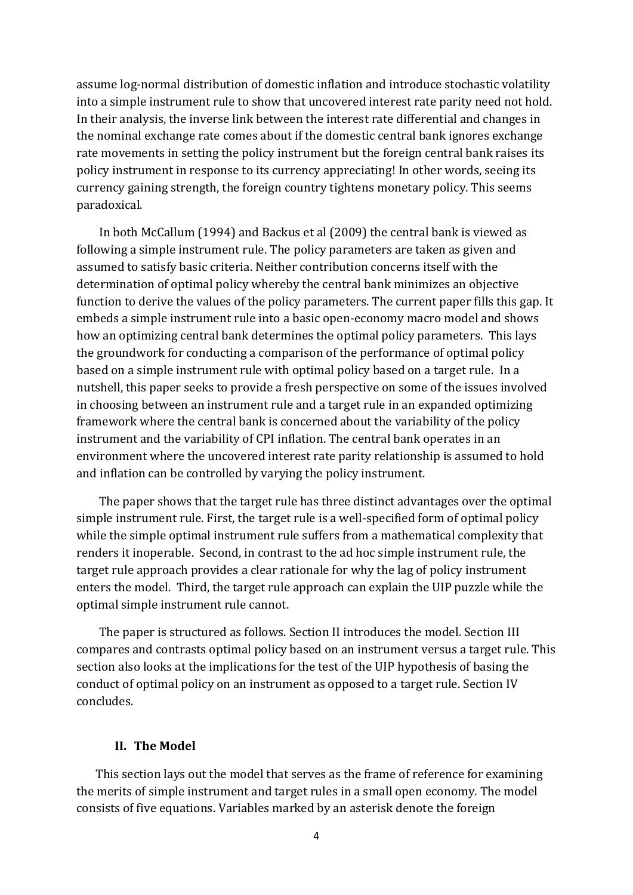assume log-normal distribution of domestic inflation and introduce stochastic volatility into a simple instrument rule to show that uncovered interest rate parity need not hold. In their analysis, the inverse link between the interest rate differential and changes in the nominal exchange rate comes about if the domestic central bank ignores exchange rate movements in setting the policy instrument but the foreign central bank raises its policy instrument in response to its currency appreciating! In other words, seeing its currency gaining strength, the foreign country tightens monetary policy. This seems paradoxical.

In both McCallum (1994) and Backus et al (2009) the central bank is viewed as following a simple instrument rule. The policy parameters are taken as given and assumed to satisfy basic criteria. Neither contribution concerns itself with the determination of optimal policy whereby the central bank minimizes an objective function to derive the values of the policy parameters. The current paper fills this gap. It embeds a simple instrument rule into a basic open-economy macro model and shows how an optimizing central bank determines the optimal policy parameters. This lays the groundwork for conducting a comparison of the performance of optimal policy based on a simple instrument rule with optimal policy based on a target rule. In a nutshell, this paper seeks to provide a fresh perspective on some of the issues involved in choosing between an instrument rule and a target rule in an expanded optimizing framework where the central bank is concerned about the variability of the policy instrument and the variability of CPI inflation. The central bank operates in an environment where the uncovered interest rate parity relationship is assumed to hold and inflation can be controlled by varying the policy instrument.

The paper shows that the target rule has three distinct advantages over the optimal simple instrument rule. First, the target rule is a well-specified form of optimal policy while the simple optimal instrument rule suffers from a mathematical complexity that renders it inoperable. Second, in contrast to the ad hoc simple instrument rule, the target rule approach provides a clear rationale for why the lag of policy instrument enters the model. Third, the target rule approach can explain the UIP puzzle while the optimal simple instrument rule cannot.

The paper is structured as follows. Section II introduces the model. Section III compares and contrasts optimal policy based on an instrument versus a target rule. This section also looks at the implications for the test of the UIP hypothesis of basing the conduct of optimal policy on an instrument as opposed to a target rule. Section IV concludes.

## II. The Model

This section lays out the model that serves as the frame of reference for examining the merits of simple instrument and target rules in a small open economy. The model consists of five equations. Variables marked by an asterisk denote the foreign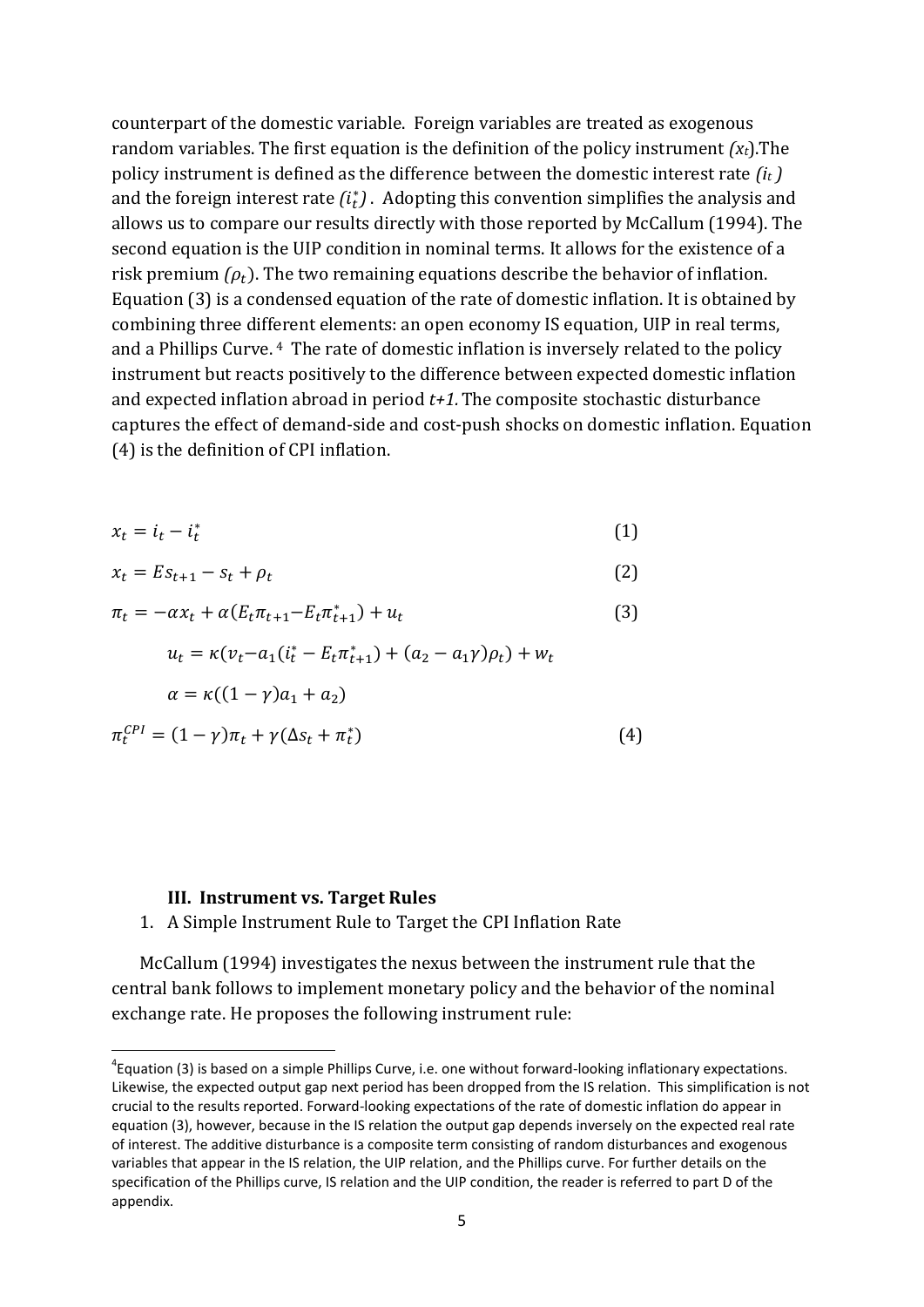counterpart of the domestic variable. Foreign variables are treated as exogenous random variables. The first equation is the definition of the policy instrument *($x_t$)*.The policy instrument is defined as the difference between the domestic interest rate *($i_t$)* and the foreign interest rate *($i_t^*$)*. Adopting this convention simplifies the analysis and allows us to compare our results directly with those reported by McCallum (1994). The second equation is the UIP condition in nominal terms. It allows for the existence of a risk premium *($\rho_t$)*. The two remaining equations describe the behavior of inflation. Equation (3) is a condensed equation of the rate of domestic inflation. It is obtained by combining three different elements: an open economy IS equation, UIP in real terms, and a Phillips Curve.[4] The rate of domestic inflation is inversely related to the policy instrument but reacts positively to the difference between expected domestic inflation and expected inflation abroad in period *t+1.* The composite stochastic disturbance captures the effect of demand-side and cost-push shocks on domestic inflation. Equation (4) is the definition of CPI inflation.

$$x_t = i_t - i_t^* \tag{1}$$

$$x_t = Es_{t+1} - s_t + \rho_t \tag{2}$$

$$\pi_t = -\alpha x_t + \alpha(E_t\pi_{t+1} - E_t\pi_{t+1}^*) + u_t \tag{3}$$

$$u_t = \kappa(v_t - a_1(i_t^* - E_t\pi_{t+1}^*) + (a_2 - a_1\gamma)\rho_t) + w_t$$

$$\alpha = \kappa((1-\gamma)a_1 + a_2)$$

$$\pi_t^{CPI} = (1-\gamma)\pi_t + \gamma(\Delta s_t + \pi_t^*) \tag{4}$$

### III. Instrument vs. Target Rules

1. A Simple Instrument Rule to Target the CPI Inflation Rate

McCallum (1994) investigates the nexus between the instrument rule that the central bank follows to implement monetary policy and the behavior of the nominal exchange rate. He proposes the following instrument rule:

[4] Equation (3) is based on a simple Phillips Curve, i.e. one without forward-looking inflationary expectations. Likewise, the expected output gap next period has been dropped from the IS relation. This simplification is not crucial to the results reported. Forward-looking expectations of the rate of domestic inflation do appear in equation (3), however, because in the IS relation the output gap depends inversely on the expected real rate of interest. The additive disturbance is a composite term consisting of random disturbances and exogenous variables that appear in the IS relation, the UIP relation, and the Phillips curve. For further details on the specification of the Phillips curve, IS relation and the UIP condition, the reader is referred to part D of the appendix.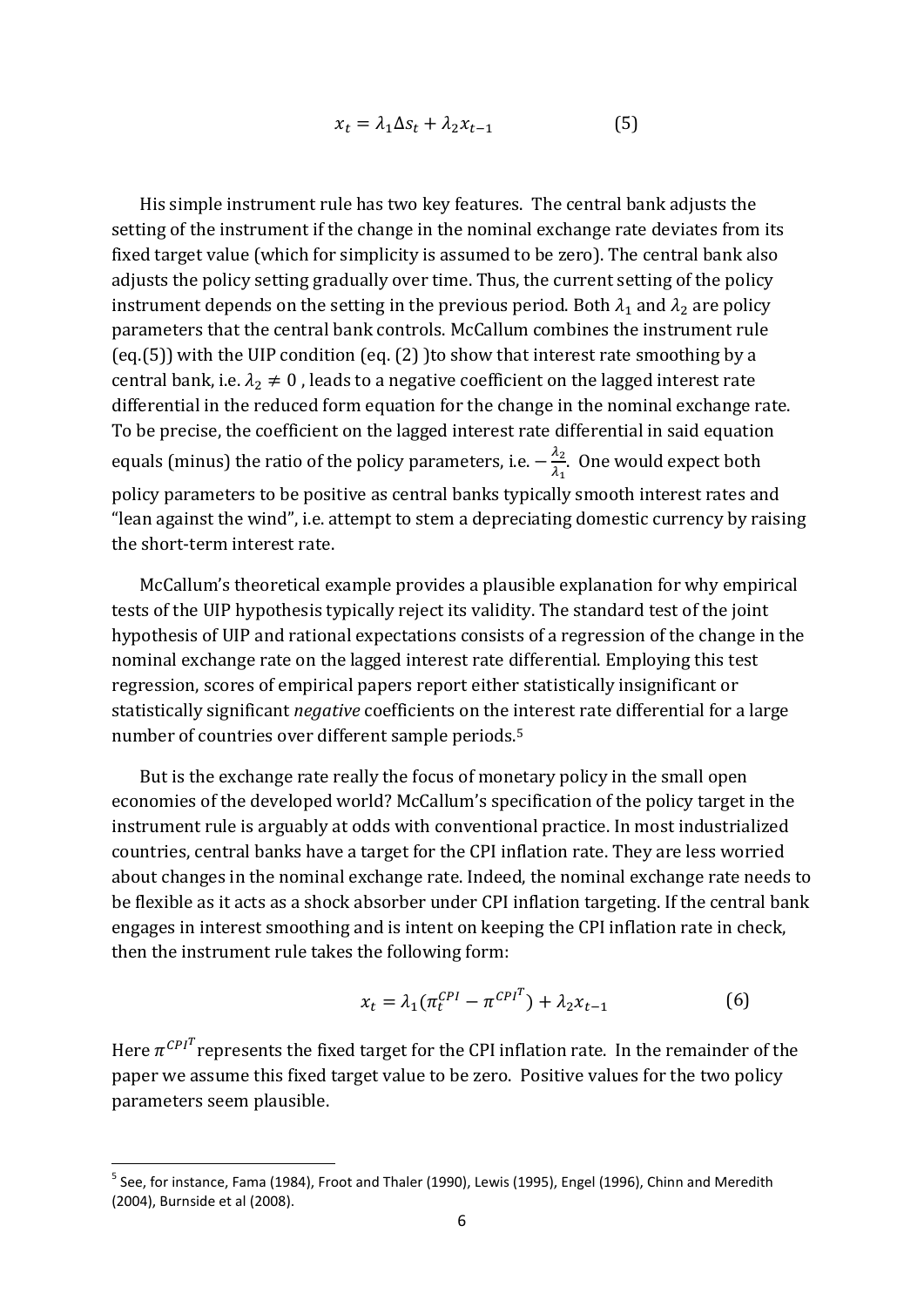$$x_t = \lambda_1 \Delta s_t + \lambda_2 x_{t-1} \tag{5}$$

His simple instrument rule has two key features. The central bank adjusts the setting of the instrument if the change in the nominal exchange rate deviates from its fixed target value (which for simplicity is assumed to be zero). The central bank also adjusts the policy setting gradually over time. Thus, the current setting of the policy instrument depends on the setting in the previous period. Both $\lambda_1$ and $\lambda_2$ are policy parameters that the central bank controls. McCallum combines the instrument rule (eq.(5)) with the UIP condition (eq. (2) )to show that interest rate smoothing by a central bank, i.e. $\lambda_2 \neq 0$ , leads to a negative coefficient on the lagged interest rate differential in the reduced form equation for the change in the nominal exchange rate. To be precise, the coefficient on the lagged interest rate differential in said equation equals (minus) the ratio of the policy parameters, i.e. $-\frac{\lambda_2}{\lambda_1}$. One would expect both policy parameters to be positive as central banks typically smooth interest rates and "lean against the wind", i.e. attempt to stem a depreciating domestic currency by raising the short-term interest rate.

McCallum's theoretical example provides a plausible explanation for why empirical tests of the UIP hypothesis typically reject its validity. The standard test of the joint hypothesis of UIP and rational expectations consists of a regression of the change in the nominal exchange rate on the lagged interest rate differential. Employing this test regression, scores of empirical papers report either statistically insignificant or statistically significant *negative* coefficients on the interest rate differential for a large number of countries over different sample periods.[5]

But is the exchange rate really the focus of monetary policy in the small open economies of the developed world? McCallum's specification of the policy target in the instrument rule is arguably at odds with conventional practice. In most industrialized countries, central banks have a target for the CPI inflation rate. They are less worried about changes in the nominal exchange rate. Indeed, the nominal exchange rate needs to be flexible as it acts as a shock absorber under CPI inflation targeting. If the central bank engages in interest smoothing and is intent on keeping the CPI inflation rate in check, then the instrument rule takes the following form:

$$x_t = \lambda_1 (\pi_t^{CPI} - \pi^{CPI^T}) + \lambda_2 x_{t-1} \tag{6}$$

Here $\pi^{CPI^T}$ represents the fixed target for the CPI inflation rate. In the remainder of the paper we assume this fixed target value to be zero. Positive values for the two policy parameters seem plausible.

[5] See, for instance, Fama (1984), Froot and Thaler (1990), Lewis (1995), Engel (1996), Chinn and Meredith (2004), Burnside et al (2008).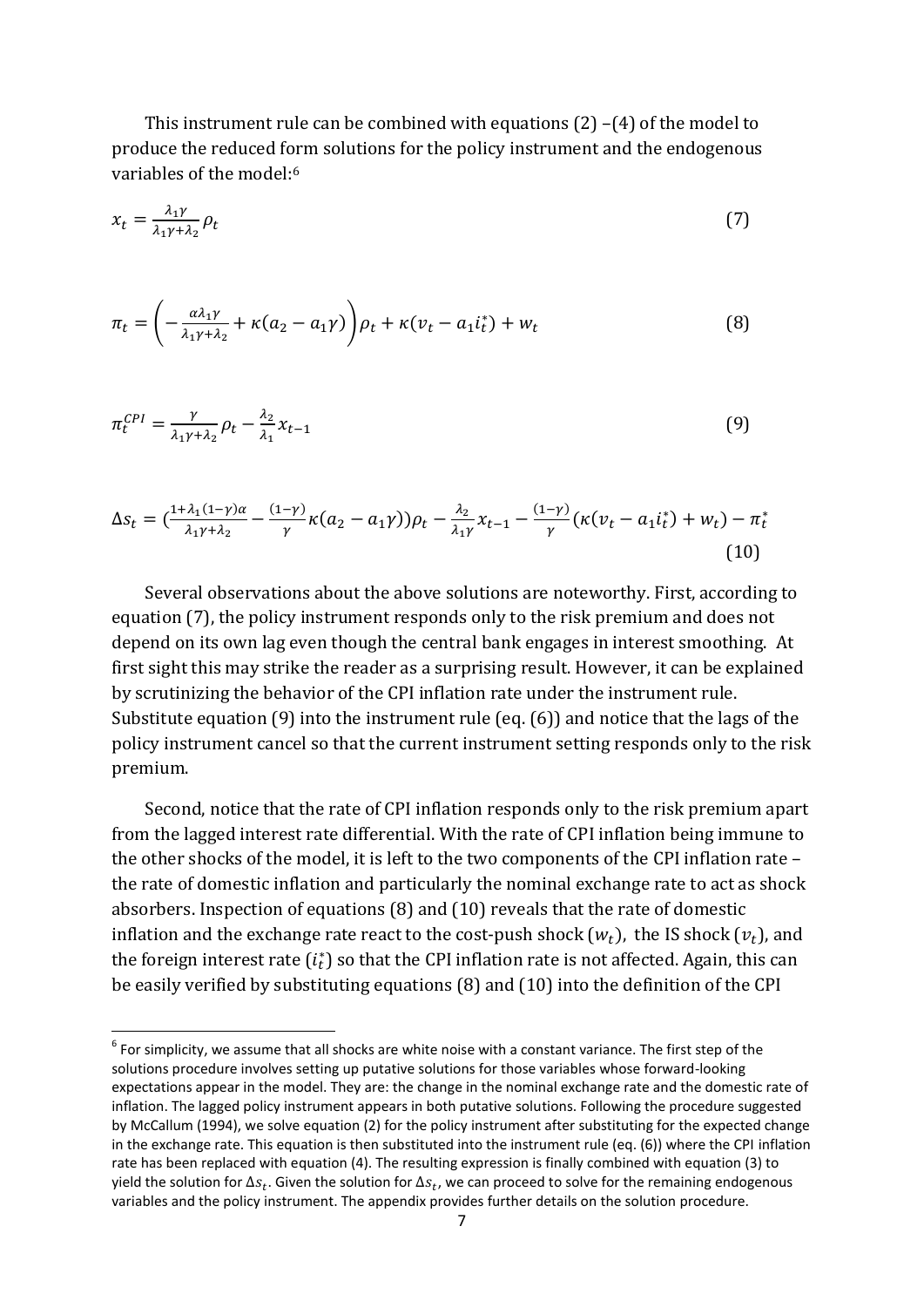This instrument rule can be combined with equations (2) –(4) of the model to produce the reduced form solutions for the policy instrument and the endogenous variables of the model:[6]

$$x_t = \frac{\lambda_1 \gamma}{\lambda_1 \gamma + \lambda_2} \rho_t \tag{7}$$

$$\pi_t = \left( -\frac{\alpha \lambda_1 \gamma}{\lambda_1 \gamma + \lambda_2} + \kappa(a_2 - a_1 \gamma) \right) \rho_t + \kappa(v_t - a_1 i_t^*) + w_t \tag{8}$$

$$\pi_t^{CPI} = \frac{\gamma}{\lambda_1 \gamma + \lambda_2} \rho_t - \frac{\lambda_2}{\lambda_1} x_{t-1} \tag{9}$$

$$\Delta s_t = \left(\frac{1 + \lambda_1 (1-\gamma)\alpha}{\lambda_1 \gamma + \lambda_2} - \frac{(1-\gamma)}{\gamma} \kappa(a_2 - a_1 \gamma)\right)\rho_t - \frac{\lambda_2}{\lambda_1 \gamma} x_{t-1} - \frac{(1-\gamma)}{\gamma}(\kappa(v_t - a_1 i_t^*) + w_t) - \pi_t^* \tag{10}$$

Several observations about the above solutions are noteworthy. First, according to equation (7), the policy instrument responds only to the risk premium and does not depend on its own lag even though the central bank engages in interest smoothing. At first sight this may strike the reader as a surprising result. However, it can be explained by scrutinizing the behavior of the CPI inflation rate under the instrument rule. Substitute equation (9) into the instrument rule (eq. (6)) and notice that the lags of the policy instrument cancel so that the current instrument setting responds only to the risk premium.

Second, notice that the rate of CPI inflation responds only to the risk premium apart from the lagged interest rate differential. With the rate of CPI inflation being immune to the other shocks of the model, it is left to the two components of the CPI inflation rate – the rate of domestic inflation and particularly the nominal exchange rate to act as shock absorbers. Inspection of equations (8) and (10) reveals that the rate of domestic inflation and the exchange rate react to the cost-push shock ($w_t$), the IS shock ($v_t$), and the foreign interest rate ($i_t^*$) so that the CPI inflation rate is not affected. Again, this can be easily verified by substituting equations (8) and (10) into the definition of the CPI

[6] For simplicity, we assume that all shocks are white noise with a constant variance. The first step of the solutions procedure involves setting up putative solutions for those variables whose forward-looking expectations appear in the model. They are: the change in the nominal exchange rate and the domestic rate of inflation. The lagged policy instrument appears in both putative solutions. Following the procedure suggested by McCallum (1994), we solve equation (2) for the policy instrument after substituting for the expected change in the exchange rate. This equation is then substituted into the instrument rule (eq. (6)) where the CPI inflation rate has been replaced with equation (4). The resulting expression is finally combined with equation (3) to yield the solution for $\Delta s_t$. Given the solution for $\Delta s_t$, we can proceed to solve for the remaining endogenous variables and the policy instrument. The appendix provides further details on the solution procedure.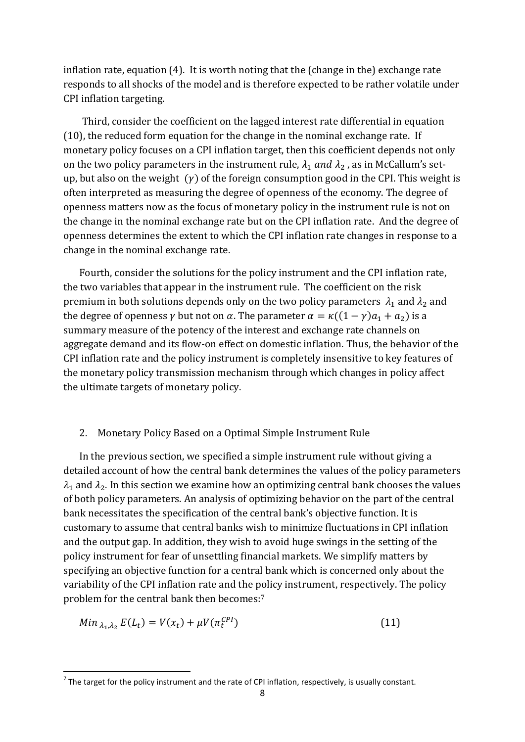inflation rate, equation (4). It is worth noting that the (change in the) exchange rate responds to all shocks of the model and is therefore expected to be rather volatile under CPI inflation targeting.

Third, consider the coefficient on the lagged interest rate differential in equation (10), the reduced form equation for the change in the nominal exchange rate. If monetary policy focuses on a CPI inflation target, then this coefficient depends not only on the two policy parameters in the instrument rule, $\lambda_1$ *and* $\lambda_2$ , as in McCallum's set-up, but also on the weight $(\gamma)$ of the foreign consumption good in the CPI. This weight is often interpreted as measuring the degree of openness of the economy. The degree of openness matters now as the focus of monetary policy in the instrument rule is not on the change in the nominal exchange rate but on the CPI inflation rate. And the degree of openness determines the extent to which the CPI inflation rate changes in response to a change in the nominal exchange rate.

Fourth, consider the solutions for the policy instrument and the CPI inflation rate, the two variables that appear in the instrument rule. The coefficient on the risk premium in both solutions depends only on the two policy parameters $\lambda_1$ and $\lambda_2$ and the degree of openness $\gamma$ but not on $\alpha$. The parameter $\alpha = \kappa((1-\gamma)a_1 + a_2)$ is a summary measure of the potency of the interest and exchange rate channels on aggregate demand and its flow-on effect on domestic inflation. Thus, the behavior of the CPI inflation rate and the policy instrument is completely insensitive to key features of the monetary policy transmission mechanism through which changes in policy affect the ultimate targets of monetary policy.

## 2. Monetary Policy Based on a Optimal Simple Instrument Rule

In the previous section, we specified a simple instrument rule without giving a detailed account of how the central bank determines the values of the policy parameters $\lambda_1$ and $\lambda_2$. In this section we examine how an optimizing central bank chooses the values of both policy parameters. An analysis of optimizing behavior on the part of the central bank necessitates the specification of the central bank's objective function. It is customary to assume that central banks wish to minimize fluctuations in CPI inflation and the output gap. In addition, they wish to avoid huge swings in the setting of the policy instrument for fear of unsettling financial markets. We simplify matters by specifying an objective function for a central bank which is concerned only about the variability of the CPI inflation rate and the policy instrument, respectively. The policy problem for the central bank then becomes:[7]

$$Min_{\lambda_1,\lambda_2} E(L_t) = V(x_t) + \mu V(\pi_t^{CPI}) \tag{11}$$

[7] The target for the policy instrument and the rate of CPI inflation, respectively, is usually constant.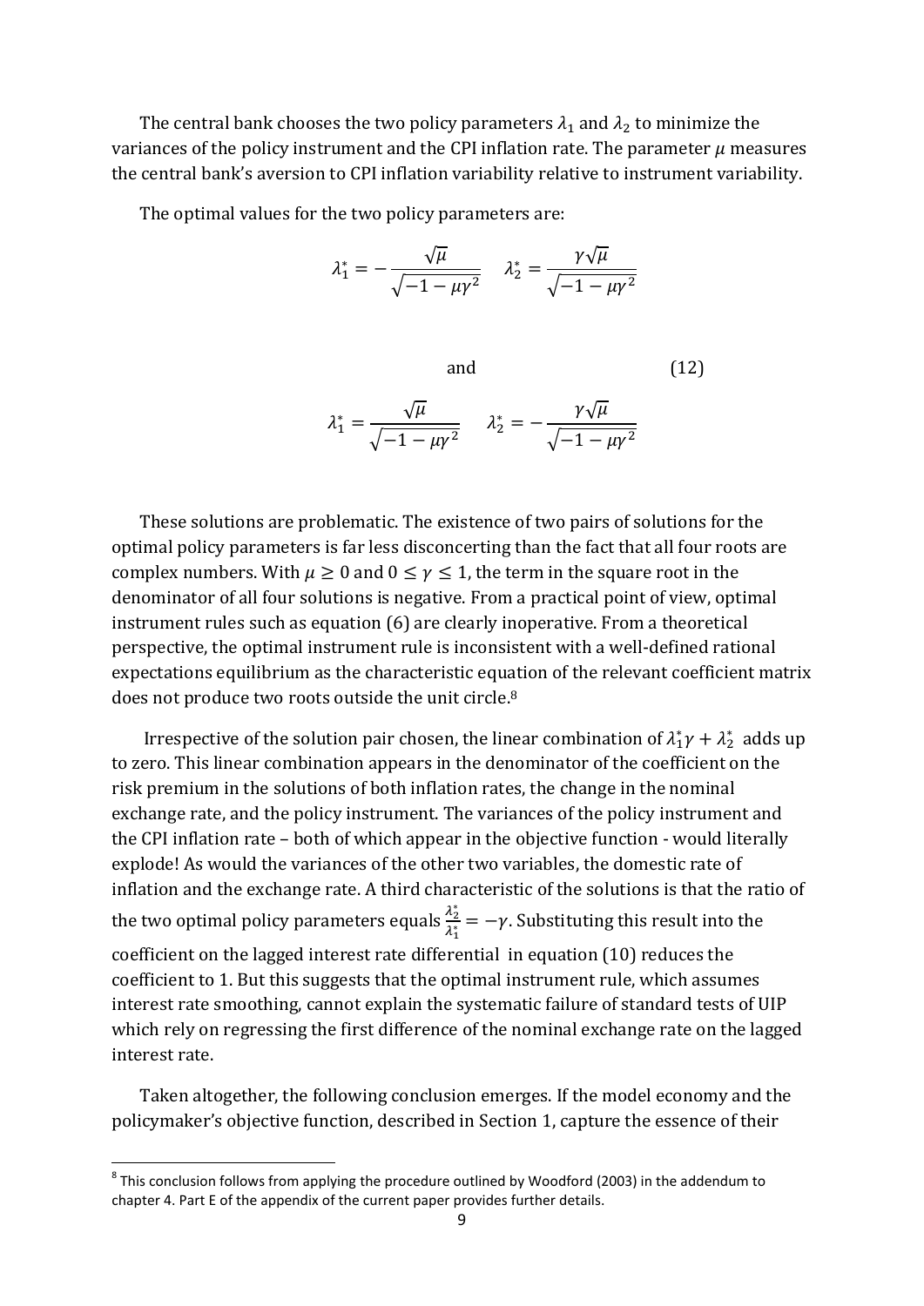The central bank chooses the two policy parameters $\lambda_1$ and $\lambda_2$ to minimize the variances of the policy instrument and the CPI inflation rate. The parameter $\mu$ measures the central bank's aversion to CPI inflation variability relative to instrument variability.

The optimal values for the two policy parameters are:

$$\lambda_1^* = -\frac{\sqrt{\mu}}{\sqrt{-1-\mu\gamma^2}} \quad \lambda_2^* = \frac{\gamma\sqrt{\mu}}{\sqrt{-1-\mu\gamma^2}}$$

$$\text{and} \tag{12}$$

$$\lambda_1^* = \frac{\sqrt{\mu}}{\sqrt{-1-\mu\gamma^2}} \quad \lambda_2^* = -\frac{\gamma\sqrt{\mu}}{\sqrt{-1-\mu\gamma^2}}$$

These solutions are problematic. The existence of two pairs of solutions for the optimal policy parameters is far less disconcerting than the fact that all four roots are complex numbers. With $\mu \geq 0$ and $0 \leq \gamma \leq 1$, the term in the square root in the denominator of all four solutions is negative. From a practical point of view, optimal instrument rules such as equation (6) are clearly inoperative. From a theoretical perspective, the optimal instrument rule is inconsistent with a well-defined rational expectations equilibrium as the characteristic equation of the relevant coefficient matrix does not produce two roots outside the unit circle.[8]

Irrespective of the solution pair chosen, the linear combination of $\lambda_1^*\gamma + \lambda_2^*$ adds up to zero. This linear combination appears in the denominator of the coefficient on the risk premium in the solutions of both inflation rates, the change in the nominal exchange rate, and the policy instrument. The variances of the policy instrument and the CPI inflation rate – both of which appear in the objective function - would literally explode! As would the variances of the other two variables, the domestic rate of inflation and the exchange rate. A third characteristic of the solutions is that the ratio of the two optimal policy parameters equals $\frac{\lambda_2^*}{\lambda_1^*} = -\gamma$. Substituting this result into the coefficient on the lagged interest rate differential in equation (10) reduces the coefficient to 1. But this suggests that the optimal instrument rule, which assumes interest rate smoothing, cannot explain the systematic failure of standard tests of UIP which rely on regressing the first difference of the nominal exchange rate on the lagged interest rate.

Taken altogether, the following conclusion emerges. If the model economy and the policymaker's objective function, described in Section 1, capture the essence of their

[8] This conclusion follows from applying the procedure outlined by Woodford (2003) in the addendum to chapter 4. Part E of the appendix of the current paper provides further details.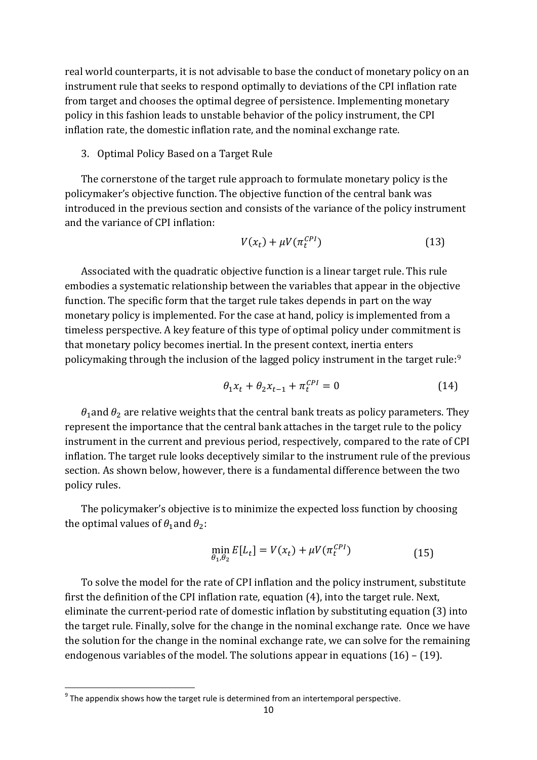real world counterparts, it is not advisable to base the conduct of monetary policy on an instrument rule that seeks to respond optimally to deviations of the CPI inflation rate from target and chooses the optimal degree of persistence. Implementing monetary policy in this fashion leads to unstable behavior of the policy instrument, the CPI inflation rate, the domestic inflation rate, and the nominal exchange rate.

## 3. Optimal Policy Based on a Target Rule

The cornerstone of the target rule approach to formulate monetary policy is the policymaker's objective function. The objective function of the central bank was introduced in the previous section and consists of the variance of the policy instrument and the variance of CPI inflation:

$$V(x_t) + \mu V(\pi_t^{CPI}) \tag{13}$$

Associated with the quadratic objective function is a linear target rule. This rule embodies a systematic relationship between the variables that appear in the objective function. The specific form that the target rule takes depends in part on the way monetary policy is implemented. For the case at hand, policy is implemented from a timeless perspective. A key feature of this type of optimal policy under commitment is that monetary policy becomes inertial. In the present context, inertia enters policymaking through the inclusion of the lagged policy instrument in the target rule:[9]

$$\theta_1 x_t + \theta_2 x_{t-1} + \pi_t^{CPI} = 0 \tag{14}$$

$\theta_1$ and $\theta_2$ are relative weights that the central bank treats as policy parameters. They represent the importance that the central bank attaches in the target rule to the policy instrument in the current and previous period, respectively, compared to the rate of CPI inflation. The target rule looks deceptively similar to the instrument rule of the previous section. As shown below, however, there is a fundamental difference between the two policy rules.

The policymaker's objective is to minimize the expected loss function by choosing the optimal values of $\theta_1$ and $\theta_2$:

$$\min_{\theta_1,\theta_2} E[L_t] = V(x_t) + \mu V(\pi_t^{CPI}) \tag{15}$$

To solve the model for the rate of CPI inflation and the policy instrument, substitute first the definition of the CPI inflation rate, equation (4), into the target rule. Next, eliminate the current-period rate of domestic inflation by substituting equation (3) into the target rule. Finally, solve for the change in the nominal exchange rate. Once we have the solution for the change in the nominal exchange rate, we can solve for the remaining endogenous variables of the model. The solutions appear in equations (16) – (19).

---

[9] The appendix shows how the target rule is determined from an intertemporal perspective.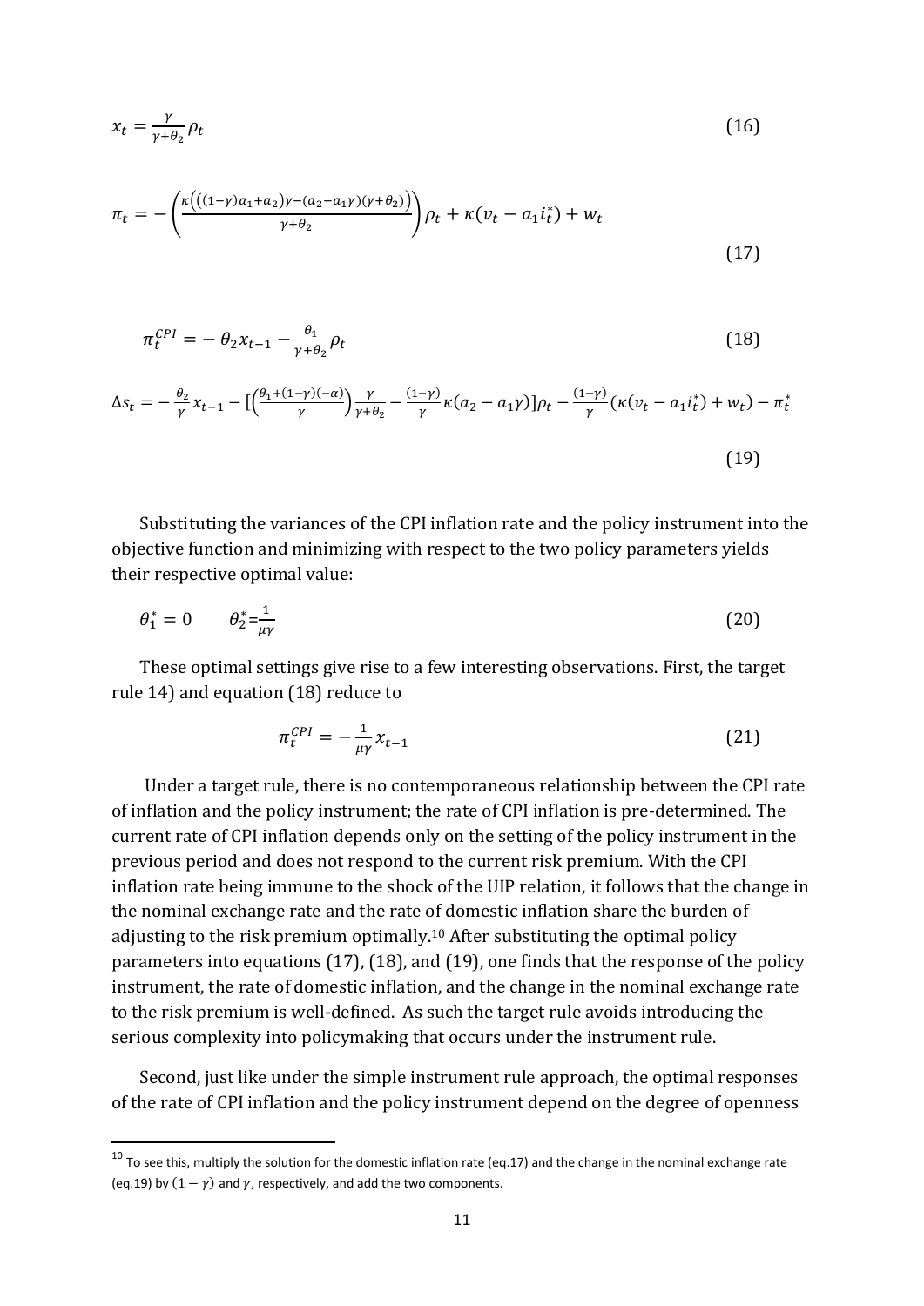$$x_t = \frac{\gamma}{\gamma+\theta_2}\rho_t \tag{16}$$

$$\pi_t = -\left(\frac{\kappa\left(\left((1-\gamma)a_1+a_2\right)\gamma-(a_2-a_1\gamma)(\gamma+\theta_2)\right)}{\gamma+\theta_2}\right)\rho_t + \kappa(v_t - a_1 i_t^*) + w_t \tag{17}$$

$$\pi_t^{CPI} = -\,\theta_2 x_{t-1} - \frac{\theta_1}{\gamma+\theta_2}\rho_t \tag{18}$$

$$\Delta s_t = -\frac{\theta_2}{\gamma}x_{t-1} - \left[\left(\frac{\theta_1+(1-\gamma)(-\alpha)}{\gamma}\right)\frac{\gamma}{\gamma+\theta_2} - \frac{(1-\gamma)}{\gamma}\kappa(a_2-a_1\gamma)\right]\rho_t - \frac{(1-\gamma)}{\gamma}(\kappa(v_t - a_1 i_t^*) + w_t) - \pi_t^* \tag{19}$$

Substituting the variances of the CPI inflation rate and the policy instrument into the objective function and minimizing with respect to the two policy parameters yields their respective optimal value:

$$\theta_1^* = 0 \qquad \theta_2^* = \frac{1}{\mu\gamma} \tag{20}$$

These optimal settings give rise to a few interesting observations. First, the target rule 14) and equation (18) reduce to

$$\pi_t^{CPI} = -\frac{1}{\mu\gamma}x_{t-1} \tag{21}$$

Under a target rule, there is no contemporaneous relationship between the CPI rate of inflation and the policy instrument; the rate of CPI inflation is pre-determined. The current rate of CPI inflation depends only on the setting of the policy instrument in the previous period and does not respond to the current risk premium. With the CPI inflation rate being immune to the shock of the UIP relation, it follows that the change in the nominal exchange rate and the rate of domestic inflation share the burden of adjusting to the risk premium optimally.[10] After substituting the optimal policy parameters into equations (17), (18), and (19), one finds that the response of the policy instrument, the rate of domestic inflation, and the change in the nominal exchange rate to the risk premium is well-defined. As such the target rule avoids introducing the serious complexity into policymaking that occurs under the instrument rule.

Second, just like under the simple instrument rule approach, the optimal responses of the rate of CPI inflation and the policy instrument depend on the degree of openness

[10] To see this, multiply the solution for the domestic inflation rate (eq.17) and the change in the nominal exchange rate (eq.19) by $(1-\gamma)$ and $\gamma$, respectively, and add the two components.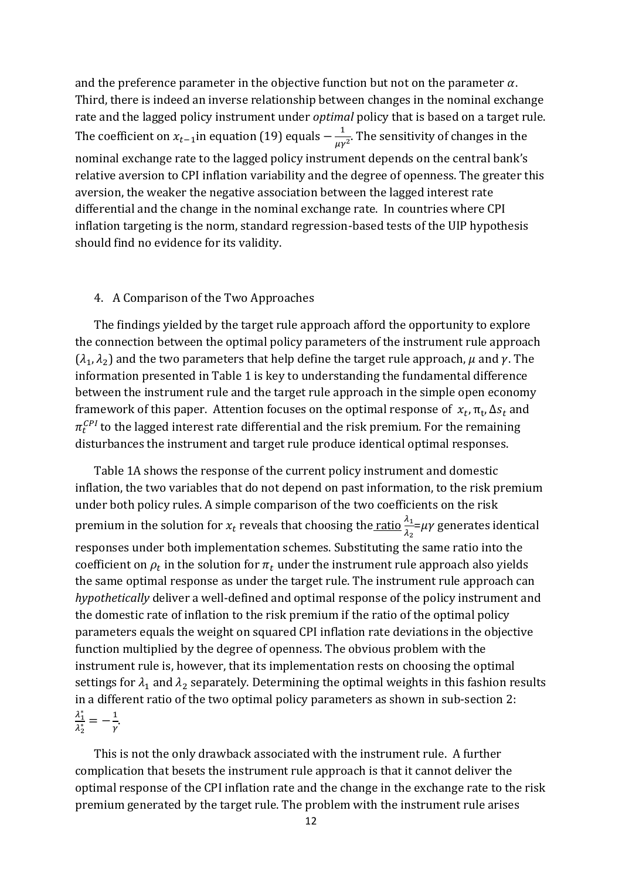and the preference parameter in the objective function but not on the parameter $\alpha$. Third, there is indeed an inverse relationship between changes in the nominal exchange rate and the lagged policy instrument under *optimal* policy that is based on a target rule. The coefficient on $x_{t-1}$ in equation (19) equals $-\frac{1}{\mu\gamma^2}$. The sensitivity of changes in the nominal exchange rate to the lagged policy instrument depends on the central bank's relative aversion to CPI inflation variability and the degree of openness. The greater this aversion, the weaker the negative association between the lagged interest rate differential and the change in the nominal exchange rate. In countries where CPI inflation targeting is the norm, standard regression-based tests of the UIP hypothesis should find no evidence for its validity.

## 4. A Comparison of the Two Approaches

The findings yielded by the target rule approach afford the opportunity to explore the connection between the optimal policy parameters of the instrument rule approach $(\lambda_1, \lambda_2)$ and the two parameters that help define the target rule approach, $\mu$ and $\gamma$. The information presented in Table 1 is key to understanding the fundamental difference between the instrument rule and the target rule approach in the simple open economy framework of this paper. Attention focuses on the optimal response of $x_t, \pi_t, \Delta s_t$ and $\pi_t^{CPI}$ to the lagged interest rate differential and the risk premium. For the remaining disturbances the instrument and target rule produce identical optimal responses.

Table 1A shows the response of the current policy instrument and domestic inflation, the two variables that do not depend on past information, to the risk premium under both policy rules. A simple comparison of the two coefficients on the risk premium in the solution for $x_t$ reveals that choosing the ratio $\frac{\lambda_1}{\lambda_2}=\mu\gamma$ generates identical responses under both implementation schemes. Substituting the same ratio into the coefficient on $\rho_t$ in the solution for $\pi_t$ under the instrument rule approach also yields the same optimal response as under the target rule. The instrument rule approach can *hypothetically* deliver a well-defined and optimal response of the policy instrument and the domestic rate of inflation to the risk premium if the ratio of the optimal policy parameters equals the weight on squared CPI inflation rate deviations in the objective function multiplied by the degree of openness. The obvious problem with the instrument rule is, however, that its implementation rests on choosing the optimal settings for $\lambda_1$ and $\lambda_2$ separately. Determining the optimal weights in this fashion results in a different ratio of the two optimal policy parameters as shown in sub-section 2: $\frac{\lambda_1^*}{\lambda_2^*} = -\frac{1}{\gamma}$.

This is not the only drawback associated with the instrument rule. A further complication that besets the instrument rule approach is that it cannot deliver the optimal response of the CPI inflation rate and the change in the exchange rate to the risk premium generated by the target rule. The problem with the instrument rule arises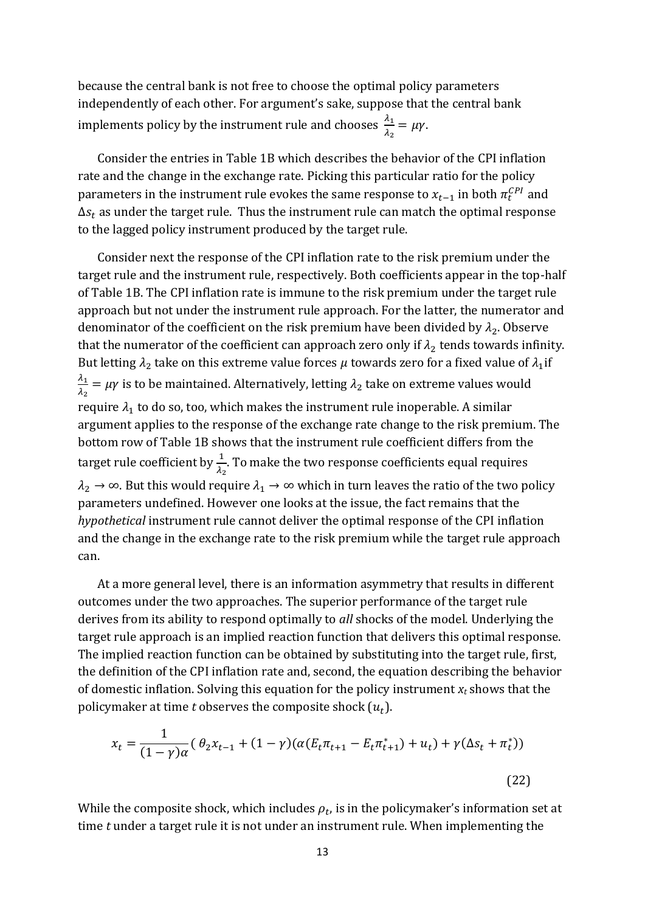because the central bank is not free to choose the optimal policy parameters independently of each other. For argument's sake, suppose that the central bank implements policy by the instrument rule and chooses $\frac{\lambda_1}{\lambda_2} = \mu\gamma$.

Consider the entries in Table 1B which describes the behavior of the CPI inflation rate and the change in the exchange rate. Picking this particular ratio for the policy parameters in the instrument rule evokes the same response to $x_{t-1}$ in both $\pi_t^{CPI}$ and $\Delta s_t$ as under the target rule. Thus the instrument rule can match the optimal response to the lagged policy instrument produced by the target rule.

Consider next the response of the CPI inflation rate to the risk premium under the target rule and the instrument rule, respectively. Both coefficients appear in the top-half of Table 1B. The CPI inflation rate is immune to the risk premium under the target rule approach but not under the instrument rule approach. For the latter, the numerator and denominator of the coefficient on the risk premium have been divided by $\lambda_2$. Observe that the numerator of the coefficient can approach zero only if $\lambda_2$ tends towards infinity. But letting $\lambda_2$ take on this extreme value forces $\mu$ towards zero for a fixed value of $\lambda_1$ if $\frac{\lambda_1}{\lambda_2} = \mu\gamma$ is to be maintained. Alternatively, letting $\lambda_2$ take on extreme values would require $\lambda_1$ to do so, too, which makes the instrument rule inoperable. A similar argument applies to the response of the exchange rate change to the risk premium. The bottom row of Table 1B shows that the instrument rule coefficient differs from the target rule coefficient by $\frac{1}{\lambda_2}$. To make the two response coefficients equal requires $\lambda_2 \to \infty$. But this would require $\lambda_1 \to \infty$ which in turn leaves the ratio of the two policy parameters undefined. However one looks at the issue, the fact remains that the *hypothetical* instrument rule cannot deliver the optimal response of the CPI inflation and the change in the exchange rate to the risk premium while the target rule approach can.

At a more general level, there is an information asymmetry that results in different outcomes under the two approaches. The superior performance of the target rule derives from its ability to respond optimally to *all* shocks of the model. Underlying the target rule approach is an implied reaction function that delivers this optimal response. The implied reaction function can be obtained by substituting into the target rule, first, the definition of the CPI inflation rate and, second, the equation describing the behavior of domestic inflation. Solving this equation for the policy instrument $x_t$ shows that the policymaker at time $t$ observes the composite shock $(u_t)$.

$$x_t = \frac{1}{(1-\gamma)\alpha}\left( \theta_2 x_{t-1} + (1-\gamma)(\alpha(E_t\pi_{t+1} - E_t\pi^*_{t+1}) + u_t) + \gamma(\Delta s_t + \pi^*_t)\right) \tag{22}$$

While the composite shock, which includes $\rho_t$, is in the policymaker's information set at time $t$ under a target rule it is not under an instrument rule. When implementing the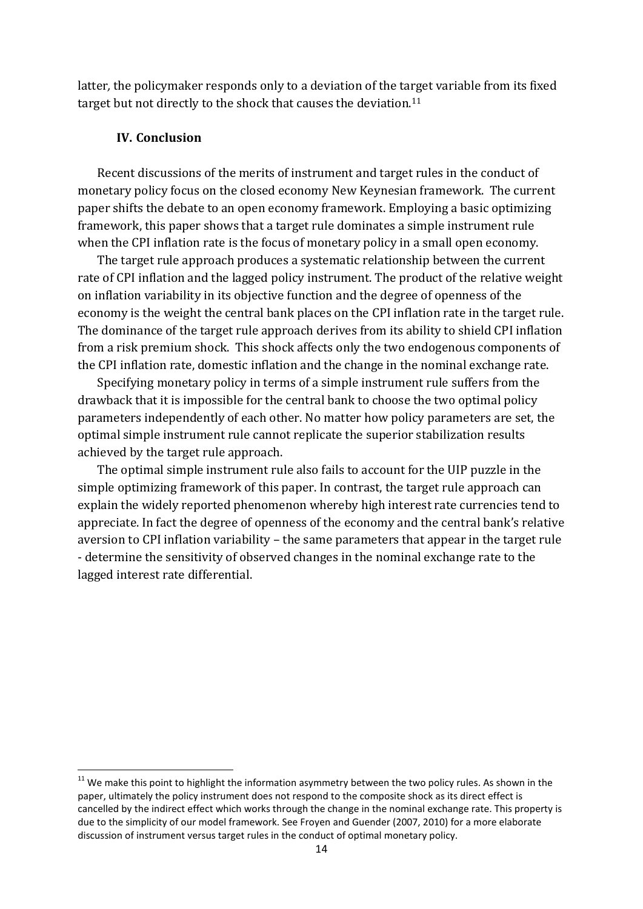latter, the policymaker responds only to a deviation of the target variable from its fixed target but not directly to the shock that causes the deviation.[11]

## IV. Conclusion

Recent discussions of the merits of instrument and target rules in the conduct of monetary policy focus on the closed economy New Keynesian framework. The current paper shifts the debate to an open economy framework. Employing a basic optimizing framework, this paper shows that a target rule dominates a simple instrument rule when the CPI inflation rate is the focus of monetary policy in a small open economy.

The target rule approach produces a systematic relationship between the current rate of CPI inflation and the lagged policy instrument. The product of the relative weight on inflation variability in its objective function and the degree of openness of the economy is the weight the central bank places on the CPI inflation rate in the target rule. The dominance of the target rule approach derives from its ability to shield CPI inflation from a risk premium shock. This shock affects only the two endogenous components of the CPI inflation rate, domestic inflation and the change in the nominal exchange rate.

Specifying monetary policy in terms of a simple instrument rule suffers from the drawback that it is impossible for the central bank to choose the two optimal policy parameters independently of each other. No matter how policy parameters are set, the optimal simple instrument rule cannot replicate the superior stabilization results achieved by the target rule approach.

The optimal simple instrument rule also fails to account for the UIP puzzle in the simple optimizing framework of this paper. In contrast, the target rule approach can explain the widely reported phenomenon whereby high interest rate currencies tend to appreciate. In fact the degree of openness of the economy and the central bank's relative aversion to CPI inflation variability – the same parameters that appear in the target rule - determine the sensitivity of observed changes in the nominal exchange rate to the lagged interest rate differential.

[11] We make this point to highlight the information asymmetry between the two policy rules. As shown in the paper, ultimately the policy instrument does not respond to the composite shock as its direct effect is cancelled by the indirect effect which works through the change in the nominal exchange rate. This property is due to the simplicity of our model framework. See Froyen and Guender (2007, 2010) for a more elaborate discussion of instrument versus target rules in the conduct of optimal monetary policy.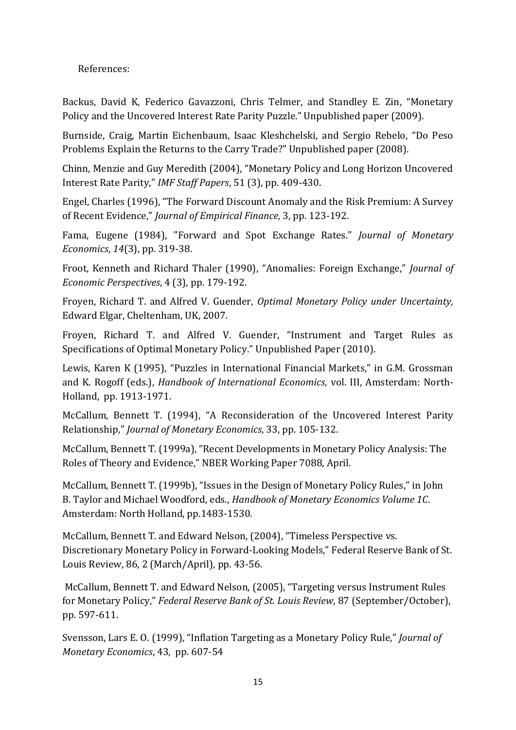References:

Backus, David K, Federico Gavazzoni, Chris Telmer, and Standley E. Zin, "Monetary Policy and the Uncovered Interest Rate Parity Puzzle." Unpublished paper (2009).

Burnside, Craig, Martin Eichenbaum, Isaac Kleshchelski, and Sergio Rebelo, "Do Peso Problems Explain the Returns to the Carry Trade?" Unpublished paper (2008).

Chinn, Menzie and Guy Meredith (2004), "Monetary Policy and Long Horizon Uncovered Interest Rate Parity," *IMF Staff Papers*, 51 (3), pp. 409-430.

Engel, Charles (1996), "The Forward Discount Anomaly and the Risk Premium: A Survey of Recent Evidence," *Journal of Empirical Finance,* 3, pp. 123-192.

Fama, Eugene (1984), "Forward and Spot Exchange Rates." *Journal of Monetary Economics*, *14*(3), pp. 319-38.

Froot, Kenneth and Richard Thaler (1990), "Anomalies: Foreign Exchange," *Journal of Economic Perspectives*, 4 (3), pp. 179-192.

Froyen, Richard T. and Alfred V. Guender, *Optimal Monetary Policy under Uncertainty,* Edward Elgar, Cheltenham, UK, 2007*.*

Froyen, Richard T. and Alfred V. Guender, "Instrument and Target Rules as Specifications of Optimal Monetary Policy." Unpublished Paper (2010).

Lewis, Karen K (1995), "Puzzles in International Financial Markets," in G.M. Grossman and K. Rogoff (eds.), *Handbook of International Economics*, vol. III, Amsterdam: North-Holland, pp. 1913-1971.

McCallum, Bennett T. (1994), "A Reconsideration of the Uncovered Interest Parity Relationship," *Journal of Monetary Economics*, 33, pp. 105-132.

McCallum, Bennett T. (1999a), "Recent Developments in Monetary Policy Analysis: The Roles of Theory and Evidence," NBER Working Paper 7088, April.

McCallum, Bennett T. (1999b), "Issues in the Design of Monetary Policy Rules," in John B. Taylor and Michael Woodford, eds., *Handbook of Monetary Economics Volume 1C*. Amsterdam: North Holland, pp.1483-1530.

McCallum, Bennett T. and Edward Nelson, (2004), "Timeless Perspective vs. Discretionary Monetary Policy in Forward-Looking Models," Federal Reserve Bank of St. Louis Review, 86, 2 (March/April), pp. 43-56.

McCallum, Bennett T. and Edward Nelson, (2005), "Targeting versus Instrument Rules for Monetary Policy," *Federal Reserve Bank of St. Louis Review*, 87 (September/October), pp. 597-611.

Svensson, Lars E. O. (1999), "Inflation Targeting as a Monetary Policy Rule," *Journal of Monetary Economics*, 43, pp. 607-54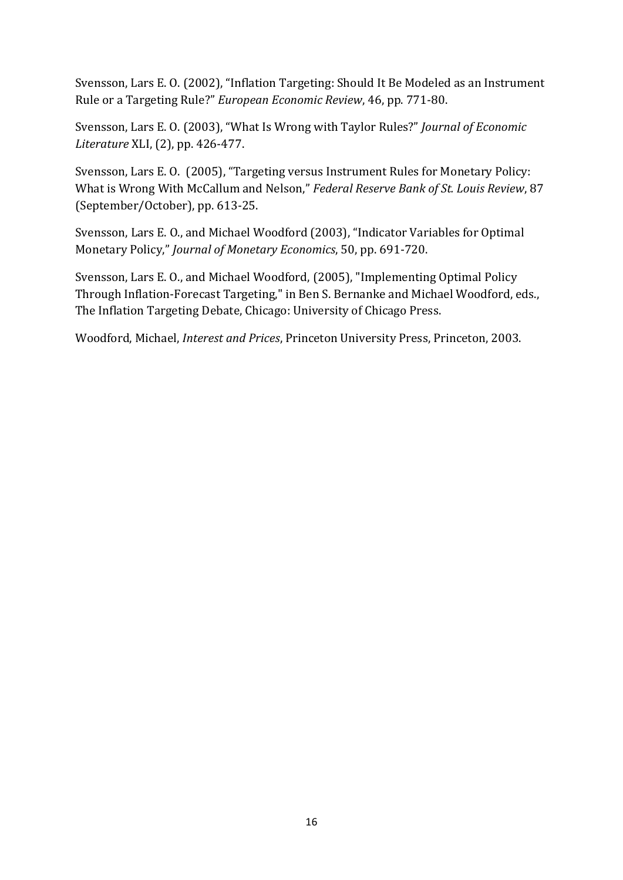Svensson, Lars E. O. (2002), “Inflation Targeting: Should It Be Modeled as an Instrument Rule or a Targeting Rule?” *European Economic Review*, 46, pp. 771-80.

Svensson, Lars E. O. (2003), “What Is Wrong with Taylor Rules?” *Journal of Economic Literature* XLI, (2), pp. 426-477.

Svensson, Lars E. O. (2005), “Targeting versus Instrument Rules for Monetary Policy: What is Wrong With McCallum and Nelson,” *Federal Reserve Bank of St. Louis Review*, 87 (September/October), pp. 613-25.

Svensson, Lars E. O., and Michael Woodford (2003), “Indicator Variables for Optimal Monetary Policy,” *Journal of Monetary Economics*, 50, pp. 691-720.

Svensson, Lars E. O., and Michael Woodford, (2005), "Implementing Optimal Policy Through Inflation-Forecast Targeting," in Ben S. Bernanke and Michael Woodford, eds., The Inflation Targeting Debate, Chicago: University of Chicago Press.

Woodford, Michael, *Interest and Prices*, Princeton University Press, Princeton, 2003.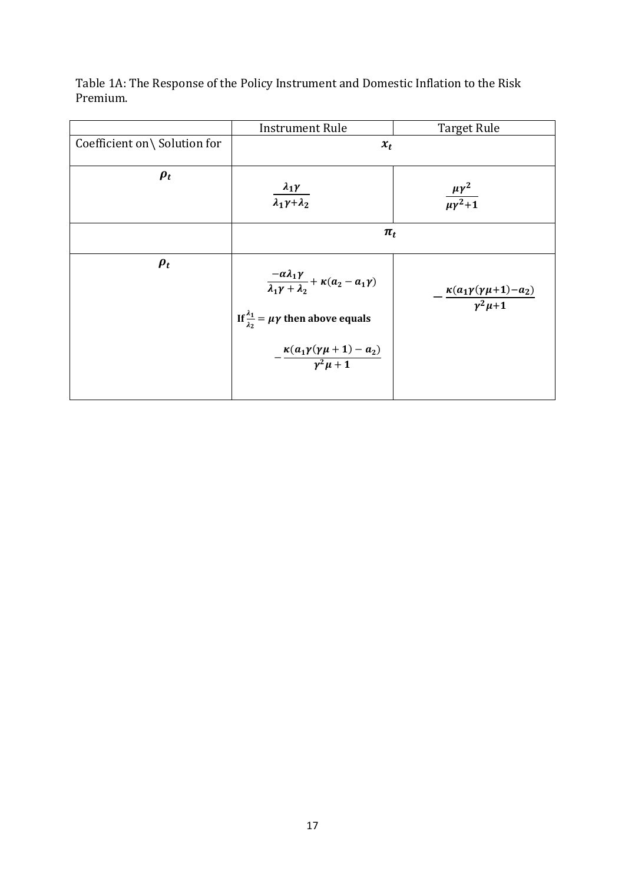Table 1A: The Response of the Policy Instrument and Domestic Inflation to the Risk Premium.

| | Instrument Rule | Target Rule |
|---|---|---|
| Coefficient on\ Solution for | $x_t$ | |
| $\rho_t$ | $\frac{\lambda_1\gamma}{\lambda_1\gamma+\lambda_2}$ | $\frac{\mu\gamma^2}{\mu\gamma^2+1}$ |
| | $\pi_t$ | |
| $\rho_t$ | $\frac{-\alpha\lambda_1\gamma}{\lambda_1\gamma+\lambda_2}+\kappa(a_2-a_1\gamma)$ **If** $\frac{\lambda_1}{\lambda_2}=\mu\gamma$ **then above equals** $-\frac{\kappa(a_1\gamma(\gamma\mu+1)-a_2)}{\gamma^2\mu+1}$ | $-\frac{\kappa(a_1\gamma(\gamma\mu+1)-a_2)}{\gamma^2\mu+1}$ |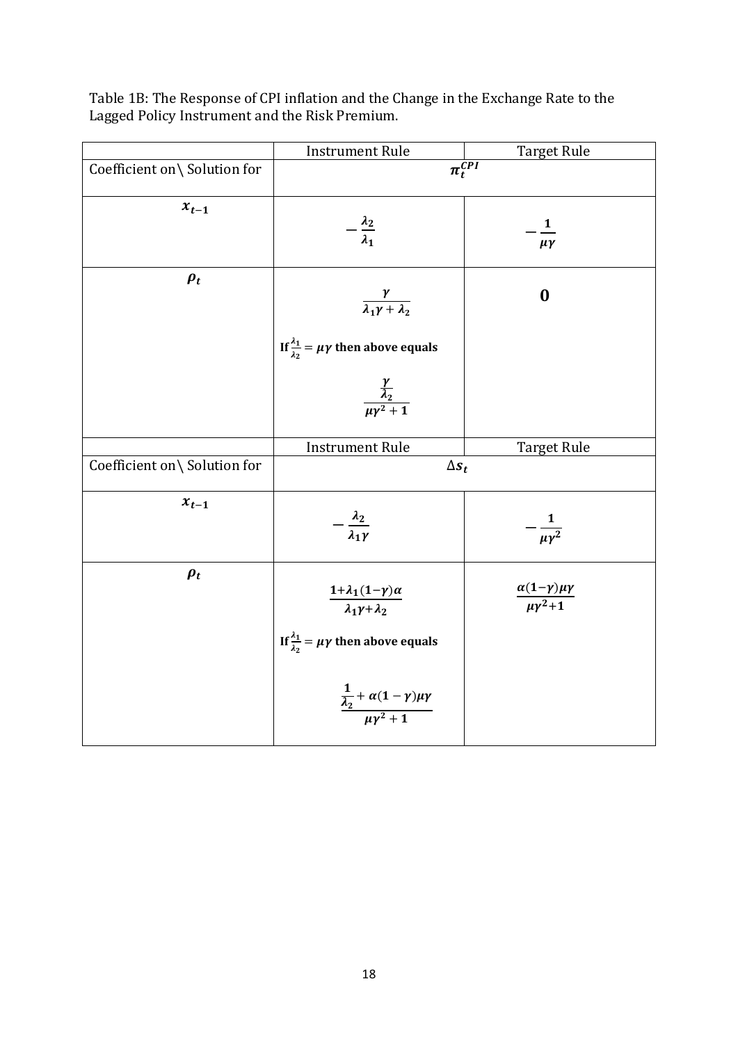Table 1B: The Response of CPI inflation and the Change in the Exchange Rate to the Lagged Policy Instrument and the Risk Premium.

| | Instrument Rule | Target Rule |
|---|---|---|
| Coefficient on\ Solution for | $\pi_t^{CPI}$ | |
| $x_{t-1}$ | $-\frac{\lambda_2}{\lambda_1}$ | $-\frac{1}{\mu\gamma}$ |
| $\rho_t$ | $\frac{\gamma}{\lambda_1\gamma+\lambda_2}$ <br> **If** $\frac{\lambda_1}{\lambda_2}=\mu\gamma$ **then above equals** <br> $\frac{\frac{\gamma}{\lambda_2}}{\mu\gamma^2+1}$ | $0$ |
| | Instrument Rule | Target Rule |
| Coefficient on\ Solution for | $\Delta s_t$ | |
| $x_{t-1}$ | $-\frac{\lambda_2}{\lambda_1\gamma}$ | $-\frac{1}{\mu\gamma^2}$ |
| $\rho_t$ | $\frac{1+\lambda_1(1-\gamma)\alpha}{\lambda_1\gamma+\lambda_2}$ <br> **If** $\frac{\lambda_1}{\lambda_2}=\mu\gamma$ **then above equals** <br> $\frac{\frac{1}{\lambda_2}+\alpha(1-\gamma)\mu\gamma}{\mu\gamma^2+1}$ | $\frac{\alpha(1-\gamma)\mu\gamma}{\mu\gamma^2+1}$ |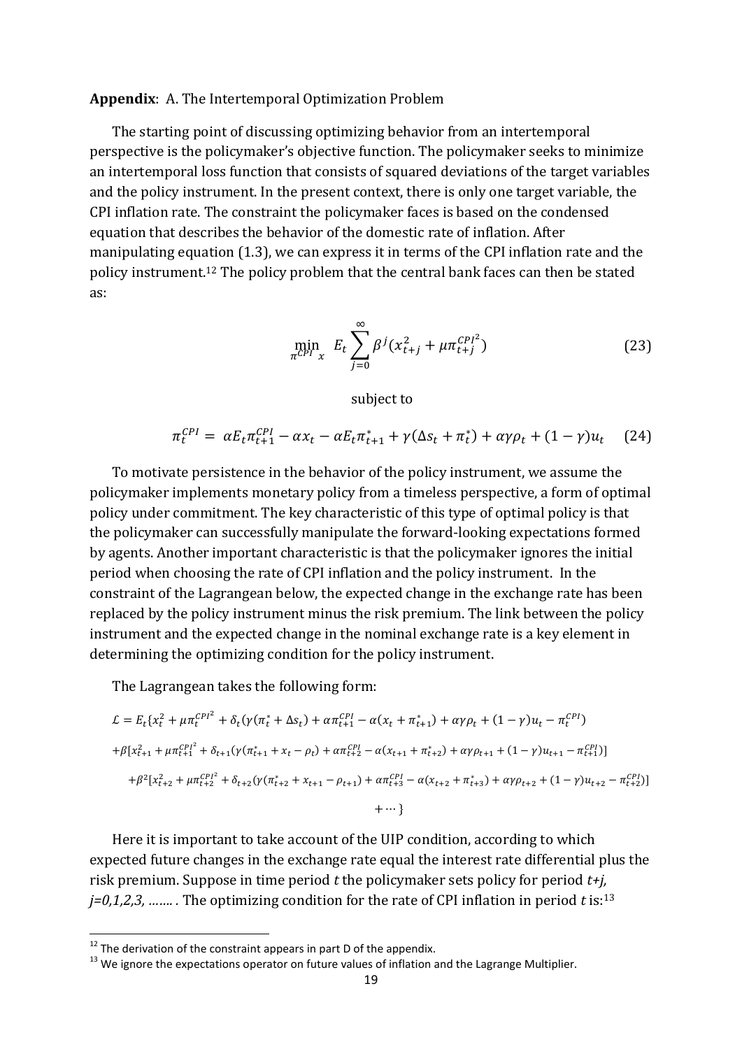**Appendix**: A. The Intertemporal Optimization Problem

The starting point of discussing optimizing behavior from an intertemporal perspective is the policymaker's objective function. The policymaker seeks to minimize an intertemporal loss function that consists of squared deviations of the target variables and the policy instrument. In the present context, there is only one target variable, the CPI inflation rate. The constraint the policymaker faces is based on the condensed equation that describes the behavior of the domestic rate of inflation. After manipulating equation (1.3), we can express it in terms of the CPI inflation rate and the policy instrument.[12] The policy problem that the central bank faces can then be stated as:

$$\min_{\pi^{CPI}\ x} \ E_t \sum_{j=0}^{\infty} \beta^j (x_{t+j}^2 + \mu \pi_{t+j}^{CPI^2}) \tag{23}$$

subject to

$$\pi_t^{CPI} = \alpha E_t \pi_{t+1}^{CPI} - \alpha x_t - \alpha E_t \pi_{t+1}^* + \gamma(\Delta s_t + \pi_t^*) + \alpha\gamma\rho_t + (1-\gamma)u_t \tag{24}$$

To motivate persistence in the behavior of the policy instrument, we assume the policymaker implements monetary policy from a timeless perspective, a form of optimal policy under commitment. The key characteristic of this type of optimal policy is that the policymaker can successfully manipulate the forward-looking expectations formed by agents. Another important characteristic is that the policymaker ignores the initial period when choosing the rate of CPI inflation and the policy instrument. In the constraint of the Lagrangean below, the expected change in the exchange rate has been replaced by the policy instrument minus the risk premium. The link between the policy instrument and the expected change in the nominal exchange rate is a key element in determining the optimizing condition for the policy instrument.

The Lagrangean takes the following form:

$$\mathcal{L} = E_t\{x_t^2 + \mu\pi_t^{CPI^2} + \delta_t(\gamma(\pi_t^* + \Delta s_t) + \alpha\pi_{t+1}^{CPI} - \alpha(x_t + \pi_{t+1}^*) + \alpha\gamma\rho_t + (1-\gamma)u_t - \pi_t^{CPI})$$

$$+\beta[x_{t+1}^2 + \mu\pi_{t+1}^{CPI^2} + \delta_{t+1}(\gamma(\pi_{t+1}^* + x_t - \rho_t) + \alpha\pi_{t+2}^{CPI} - \alpha(x_{t+1} + \pi_{t+2}^*) + \alpha\gamma\rho_{t+1} + (1-\gamma)u_{t+1} - \pi_{t+1}^{CPI})]$$

$$+\beta^2[x_{t+2}^2 + \mu\pi_{t+2}^{CPI^2} + \delta_{t+2}(\gamma(\pi_{t+2}^* + x_{t+1} - \rho_{t+1}) + \alpha\pi_{t+3}^{CPI} - \alpha(x_{t+2} + \pi_{t+3}^*) + \alpha\gamma\rho_{t+2} + (1-\gamma)u_{t+2} - \pi_{t+2}^{CPI})]$$

$$+\cdots\}$$

Here it is important to take account of the UIP condition, according to which expected future changes in the exchange rate equal the interest rate differential plus the risk premium. Suppose in time period *t* the policymaker sets policy for period *t+j, j=0,1,2,3, …….* . The optimizing condition for the rate of CPI inflation in period *t* is:[13]

---

[12] The derivation of the constraint appears in part D of the appendix.

[13] We ignore the expectations operator on future values of inflation and the Lagrange Multiplier.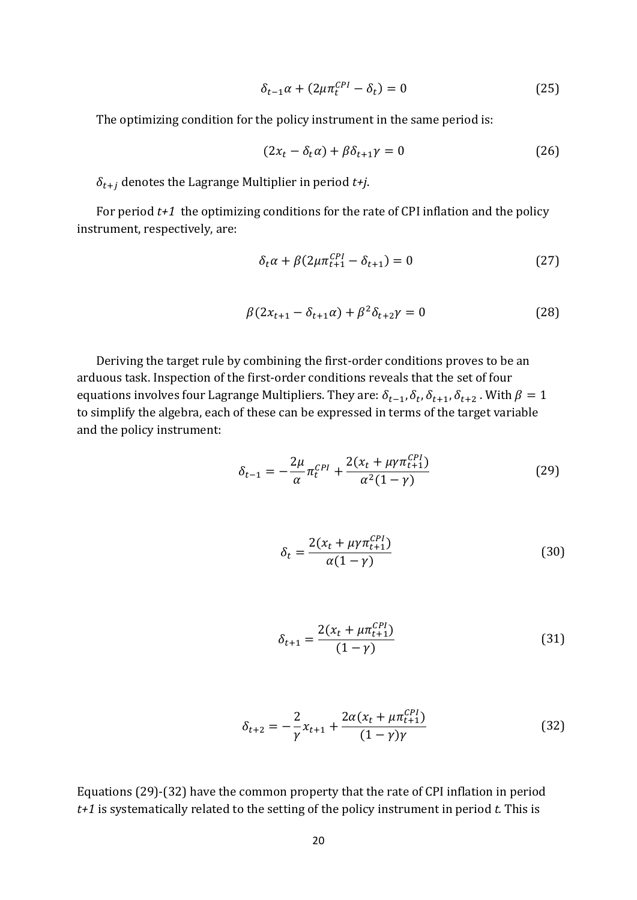$$\delta_{t-1}\alpha + (2\mu\pi_t^{CPI} - \delta_t) = 0 \tag{25}$$

The optimizing condition for the policy instrument in the same period is:

$$(2x_t - \delta_t\alpha) + \beta\delta_{t+1}\gamma = 0 \tag{26}$$

$\delta_{t+j}$ denotes the Lagrange Multiplier in period *t+j*.

For period *t+1* the optimizing conditions for the rate of CPI inflation and the policy instrument, respectively, are:

$$\delta_t\alpha + \beta(2\mu\pi_{t+1}^{CPI} - \delta_{t+1}) = 0 \tag{27}$$

$$\beta(2x_{t+1} - \delta_{t+1}\alpha) + \beta^2\delta_{t+2}\gamma = 0 \tag{28}$$

Deriving the target rule by combining the first-order conditions proves to be an arduous task. Inspection of the first-order conditions reveals that the set of four equations involves four Lagrange Multipliers. They are: $\delta_{t-1}, \delta_t, \delta_{t+1}, \delta_{t+2}$ . With $\beta = 1$ to simplify the algebra, each of these can be expressed in terms of the target variable and the policy instrument:

$$\delta_{t-1} = -\frac{2\mu}{\alpha}\pi_t^{CPI} + \frac{2(x_t + \mu\gamma\pi_{t+1}^{CPI})}{\alpha^2(1-\gamma)} \tag{29}$$

$$\delta_t = \frac{2(x_t + \mu\gamma\pi_{t+1}^{CPI})}{\alpha(1-\gamma)} \tag{30}$$

$$\delta_{t+1} = \frac{2(x_t + \mu\pi_{t+1}^{CPI})}{(1-\gamma)} \tag{31}$$

$$\delta_{t+2} = -\frac{2}{\gamma}x_{t+1} + \frac{2\alpha(x_t + \mu\pi_{t+1}^{CPI})}{(1-\gamma)\gamma} \tag{32}$$

Equations (29)-(32) have the common property that the rate of CPI inflation in period *t+1* is systematically related to the setting of the policy instrument in period *t.* This is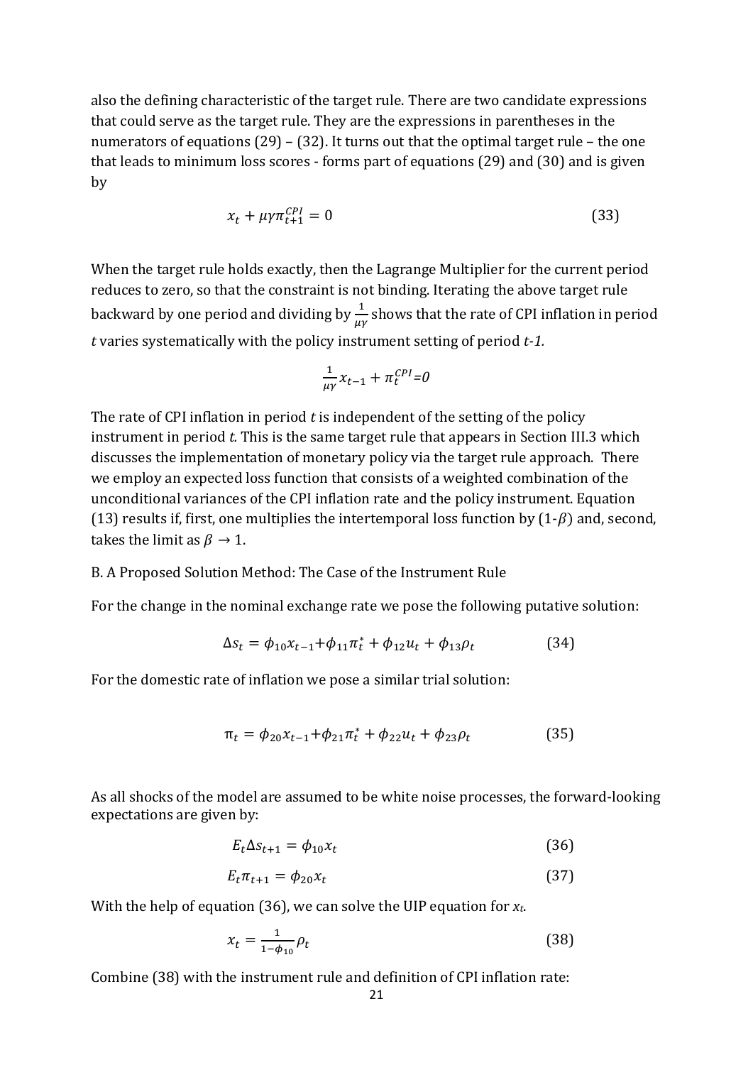also the defining characteristic of the target rule. There are two candidate expressions that could serve as the target rule. They are the expressions in parentheses in the numerators of equations (29) – (32). It turns out that the optimal target rule – the one that leads to minimum loss scores - forms part of equations (29) and (30) and is given by

$$x_t + \mu\gamma\pi_{t+1}^{CPI} = 0 \tag{33}$$

When the target rule holds exactly, then the Lagrange Multiplier for the current period reduces to zero, so that the constraint is not binding. Iterating the above target rule backward by one period and dividing by $\frac{1}{\mu\gamma}$ shows that the rate of CPI inflation in period *t* varies systematically with the policy instrument setting of period *t-1.*

$$\frac{1}{\mu\gamma}x_{t-1} + \pi_t^{CPI}=0$$

The rate of CPI inflation in period *t* is independent of the setting of the policy instrument in period *t.* This is the same target rule that appears in Section III.3 which discusses the implementation of monetary policy via the target rule approach. There we employ an expected loss function that consists of a weighted combination of the unconditional variances of the CPI inflation rate and the policy instrument. Equation (13) results if, first, one multiplies the intertemporal loss function by (1-$\beta$) and, second, takes the limit as $\beta \rightarrow 1$.

B. A Proposed Solution Method: The Case of the Instrument Rule

For the change in the nominal exchange rate we pose the following putative solution:

$$\Delta s_t = \phi_{10}x_{t-1} + \phi_{11}\pi_t^* + \phi_{12}u_t + \phi_{13}\rho_t \tag{34}$$

For the domestic rate of inflation we pose a similar trial solution:

$$\pi_t = \phi_{20}x_{t-1} + \phi_{21}\pi_t^* + \phi_{22}u_t + \phi_{23}\rho_t \tag{35}$$

As all shocks of the model are assumed to be white noise processes, the forward-looking expectations are given by:

$$E_t\Delta s_{t+1} = \phi_{10}x_t \tag{36}$$

$$E_t\pi_{t+1} = \phi_{20}x_t \tag{37}$$

With the help of equation (36), we can solve the UIP equation for $x_t$.

$$x_t = \frac{1}{1-\phi_{10}}\rho_t \tag{38}$$

Combine (38) with the instrument rule and definition of CPI inflation rate: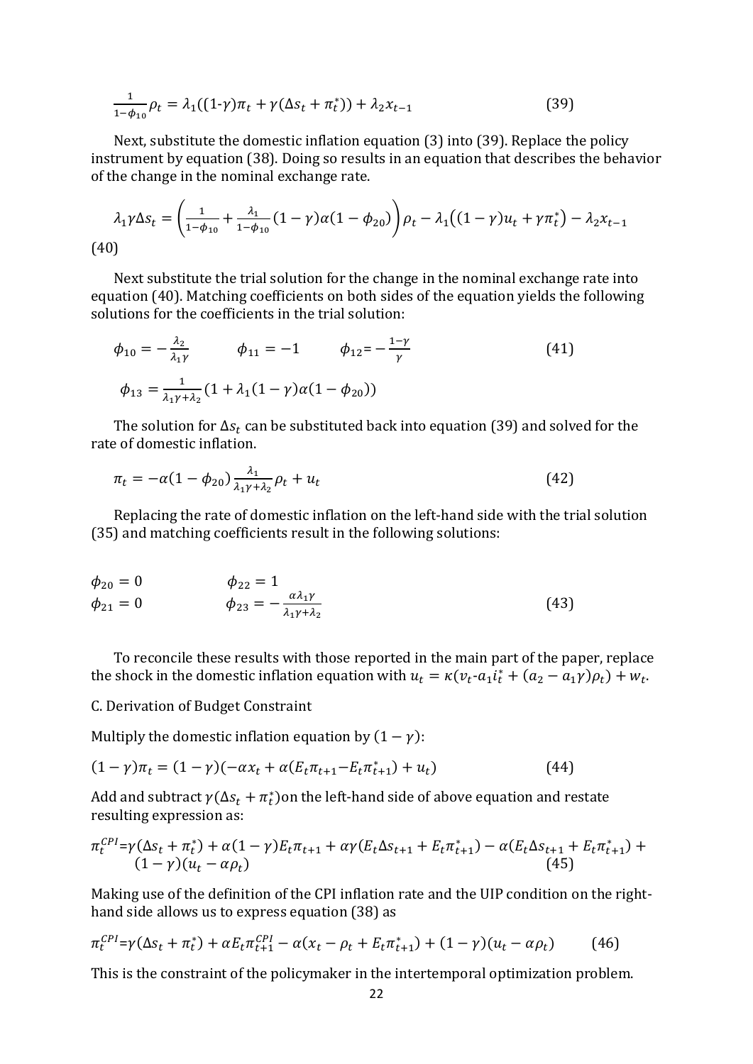$$\frac{1}{1-\phi_{10}}\rho_t = \lambda_1((1\text{-}\gamma)\pi_t + \gamma(\Delta s_t + \pi_t^*)) + \lambda_2 x_{t-1} \tag{39}$$

Next, substitute the domestic inflation equation (3) into (39). Replace the policy instrument by equation (38). Doing so results in an equation that describes the behavior of the change in the nominal exchange rate.

$$\lambda_1\gamma\Delta s_t = \left(\frac{1}{1-\phi_{10}} + \frac{\lambda_1}{1-\phi_{10}}(1-\gamma)\alpha(1-\phi_{20})\right)\rho_t - \lambda_1\big((1-\gamma)u_t + \gamma\pi_t^*\big) - \lambda_2 x_{t-1}$$

(40)

Next substitute the trial solution for the change in the nominal exchange rate into equation (40). Matching coefficients on both sides of the equation yields the following solutions for the coefficients in the trial solution:

$$\phi_{10} = -\frac{\lambda_2}{\lambda_1\gamma} \qquad \phi_{11} = -1 \qquad \phi_{12} = -\frac{1-\gamma}{\gamma} \tag{41}$$

$$\phi_{13} = \frac{1}{\lambda_1\gamma+\lambda_2}(1 + \lambda_1(1-\gamma)\alpha(1-\phi_{20}))$$

The solution for $\Delta s_t$ can be substituted back into equation (39) and solved for the rate of domestic inflation.

$$\pi_t = -\alpha(1-\phi_{20})\frac{\lambda_1}{\lambda_1\gamma+\lambda_2}\rho_t + u_t \tag{42}$$

Replacing the rate of domestic inflation on the left-hand side with the trial solution (35) and matching coefficients result in the following solutions:

$$\phi_{20} = 0 \qquad \phi_{22} = 1$$
$$\phi_{21} = 0 \qquad \phi_{23} = -\frac{\alpha\lambda_1\gamma}{\lambda_1\gamma+\lambda_2} \tag{43}$$

To reconcile these results with those reported in the main part of the paper, replace the shock in the domestic inflation equation with $u_t = \kappa(v_t\text{-}a_1 i_t^* + (a_2 - a_1\gamma)\rho_t) + w_t$.

C. Derivation of Budget Constraint

Multiply the domestic inflation equation by $(1-\gamma)$:

$$(1-\gamma)\pi_t = (1-\gamma)(-\alpha x_t + \alpha(E_t\pi_{t+1} - E_t\pi_{t+1}^*) + u_t) \tag{44}$$

Add and subtract $\gamma(\Delta s_t + \pi_t^*)$on the left-hand side of above equation and restate resulting expression as:

$$\pi_t^{CPI} = \gamma(\Delta s_t + \pi_t^*) + \alpha(1-\gamma)E_t\pi_{t+1} + \alpha\gamma(E_t\Delta s_{t+1} + E_t\pi_{t+1}^*) - \alpha(E_t\Delta s_{t+1} + E_t\pi_{t+1}^*) + (1-\gamma)(u_t - \alpha\rho_t) \tag{45}$$

Making use of the definition of the CPI inflation rate and the UIP condition on the right-hand side allows us to express equation (38) as

$$\pi_t^{CPI} = \gamma(\Delta s_t + \pi_t^*) + \alpha E_t\pi_{t+1}^{CPI} - \alpha(x_t - \rho_t + E_t\pi_{t+1}^*) + (1-\gamma)(u_t - \alpha\rho_t) \tag{46}$$

This is the constraint of the policymaker in the intertemporal optimization problem.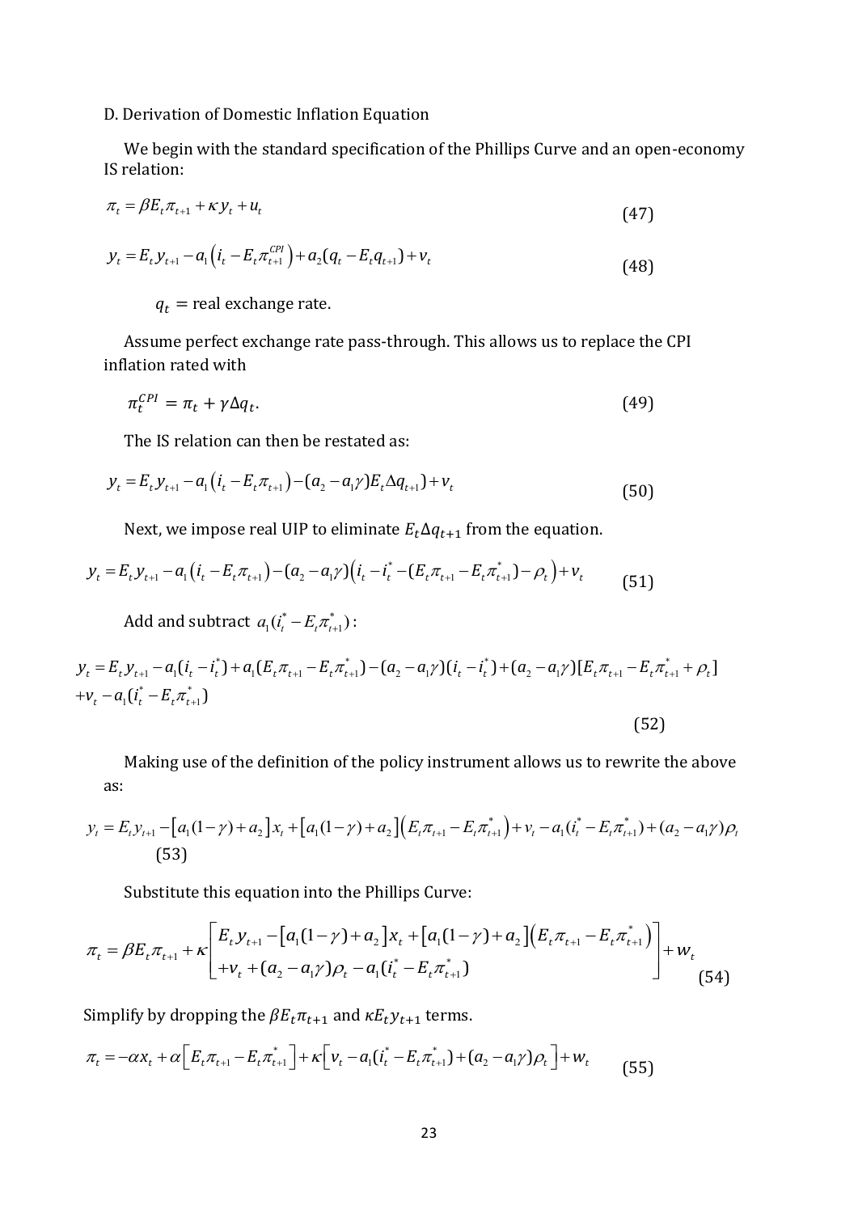D. Derivation of Domestic Inflation Equation

We begin with the standard specification of the Phillips Curve and an open-economy IS relation:

$$\pi_t = \beta E_t \pi_{t+1} + \kappa y_t + u_t \tag{47}$$

$$y_t = E_t y_{t+1} - a_1\left(i_t - E_t \pi_{t+1}^{CPI}\right) + a_2(q_t - E_t q_{t+1}) + v_t \tag{48}$$

$q_t$ = real exchange rate.

Assume perfect exchange rate pass-through. This allows us to replace the CPI inflation rated with

$$\pi_t^{CPI} = \pi_t + \gamma \Delta q_t. \tag{49}$$

The IS relation can then be restated as:

$$y_t = E_t y_{t+1} - a_1\left(i_t - E_t \pi_{t+1}\right) - (a_2 - a_1\gamma) E_t \Delta q_{t+1} + v_t \tag{50}$$

Next, we impose real UIP to eliminate $E_t \Delta q_{t+1}$ from the equation.

$$y_t = E_t y_{t+1} - a_1\left(i_t - E_t \pi_{t+1}\right) - (a_2 - a_1\gamma)\left(i_t - i_t^* - (E_t \pi_{t+1} - E_t \pi_{t+1}^*) - \rho_t\right) + v_t \tag{51}$$

Add and subtract $a_1(i_t^* - E_t \pi_{t+1}^*)$:

$$\begin{aligned} y_t = {} & E_t y_{t+1} - a_1(i_t - i_t^*) + a_1(E_t \pi_{t+1} - E_t \pi_{t+1}^*) - (a_2 - a_1\gamma)(i_t - i_t^*) + (a_2 - a_1\gamma)[E_t \pi_{t+1} - E_t \pi_{t+1}^* + \rho_t] \\ & + v_t - a_1(i_t^* - E_t \pi_{t+1}^*) \end{aligned} \tag{52}$$

Making use of the definition of the policy instrument allows us to rewrite the above as:

$$y_t = E_t y_{t+1} - \left[a_1(1-\gamma) + a_2\right] x_t + \left[a_1(1-\gamma) + a_2\right]\left(E_t \pi_{t+1} - E_t \pi_{t+1}^*\right) + v_t - a_1(i_t^* - E_t \pi_{t+1}^*) + (a_2 - a_1\gamma)\rho_t \tag{53}$$

Substitute this equation into the Phillips Curve:

$$\pi_t = \beta E_t \pi_{t+1} + \kappa \begin{bmatrix} E_t y_{t+1} - \left[a_1(1-\gamma) + a_2\right] x_t + \left[a_1(1-\gamma) + a_2\right]\left(E_t \pi_{t+1} - E_t \pi_{t+1}^*\right) \\ + v_t + (a_2 - a_1\gamma)\rho_t - a_1(i_t^* - E_t \pi_{t+1}^*) \end{bmatrix} + w_t \tag{54}$$

Simplify by dropping the $\beta E_t \pi_{t+1}$ and $\kappa E_t y_{t+1}$ terms.

$$\pi_t = -\alpha x_t + \alpha\left[E_t \pi_{t+1} - E_t \pi_{t+1}^*\right] + \kappa\left[v_t - a_1(i_t^* - E_t \pi_{t+1}^*) + (a_2 - a_1\gamma)\rho_t\right] + w_t \tag{55}$$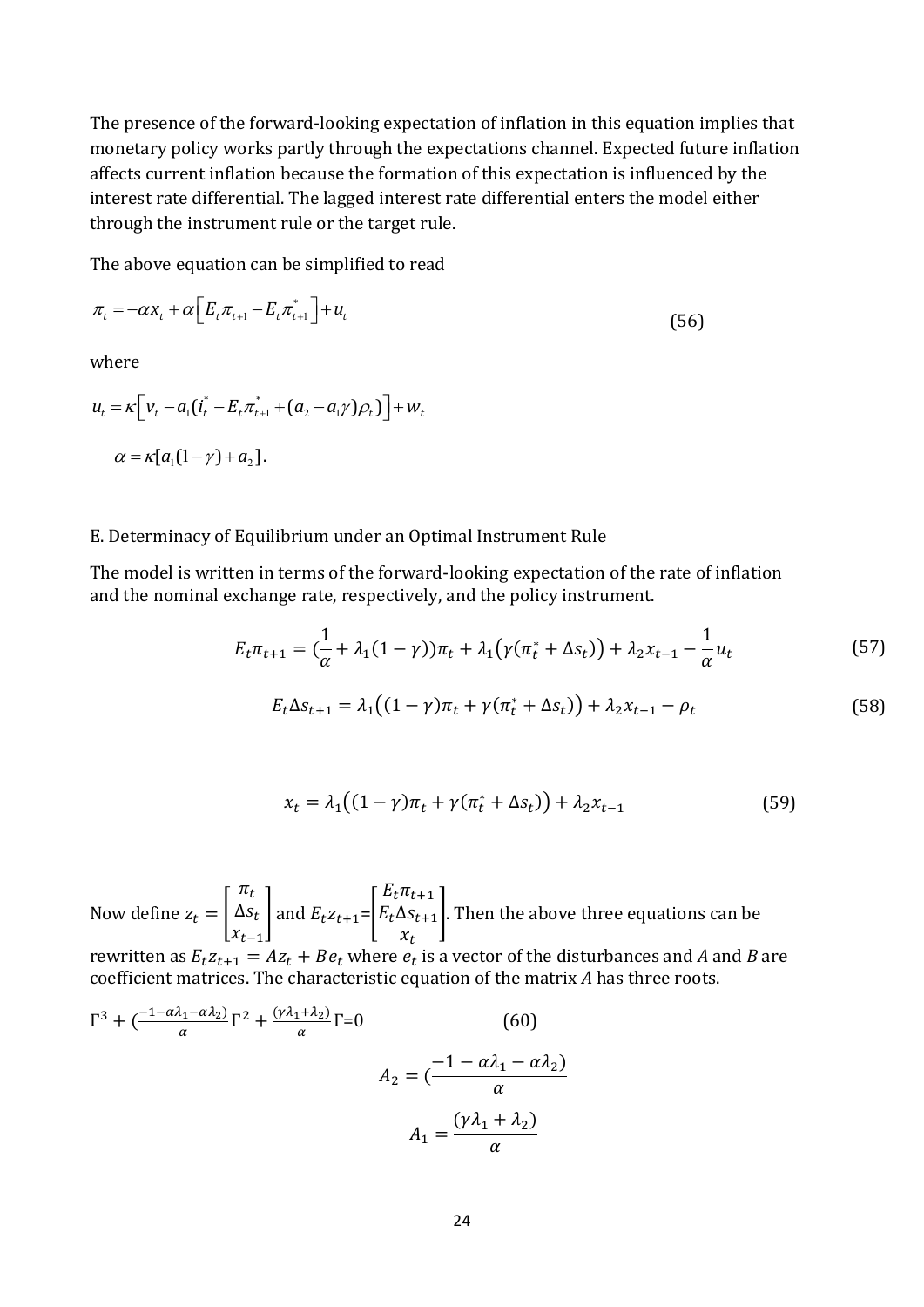The presence of the forward-looking expectation of inflation in this equation implies that monetary policy works partly through the expectations channel. Expected future inflation affects current inflation because the formation of this expectation is influenced by the interest rate differential. The lagged interest rate differential enters the model either through the instrument rule or the target rule.

The above equation can be simplified to read

$$\pi_t = -\alpha x_t + \alpha\left[E_t\pi_{t+1} - E_t\pi^*_{t+1}\right] + u_t \tag{56}$$

where

$$u_t = \kappa\left[v_t - a_1(i^*_t - E_t\pi^*_{t+1} + (a_2 - a_1\gamma)\rho_t)\right] + w_t$$

$$\alpha = \kappa[a_1(1-\gamma) + a_2].$$

E. Determinacy of Equilibrium under an Optimal Instrument Rule

The model is written in terms of the forward-looking expectation of the rate of inflation and the nominal exchange rate, respectively, and the policy instrument.

$$E_t\pi_{t+1} = (\frac{1}{\alpha} + \lambda_1(1-\gamma))\pi_t + \lambda_1\big(\gamma(\pi^*_t + \Delta s_t)\big) + \lambda_2 x_{t-1} - \frac{1}{\alpha}u_t \tag{57}$$

$$E_t\Delta s_{t+1} = \lambda_1\big((1-\gamma)\pi_t + \gamma(\pi^*_t + \Delta s_t)\big) + \lambda_2 x_{t-1} - \rho_t \tag{58}$$

$$x_t = \lambda_1\big((1-\gamma)\pi_t + \gamma(\pi^*_t + \Delta s_t)\big) + \lambda_2 x_{t-1} \tag{59}$$

Now define $z_t = \begin{bmatrix} \pi_t \\ \Delta s_t \\ x_{t-1} \end{bmatrix}$ and $E_t z_{t+1} = \begin{bmatrix} E_t\pi_{t+1} \\ E_t\Delta s_{t+1} \\ x_t \end{bmatrix}$. Then the above three equations can be rewritten as $E_t z_{t+1} = Az_t + Be_t$ where $e_t$ is a vector of the disturbances and $A$ and $B$ are coefficient matrices. The characteristic equation of the matrix $A$ has three roots.

$$\Gamma^3 + (\tfrac{-1-\alpha\lambda_1-\alpha\lambda_2)}{\alpha}\Gamma^2 + \tfrac{(\gamma\lambda_1+\lambda_2)}{\alpha}\Gamma = 0 \tag{60}$$

$$A_2 = (\frac{-1-\alpha\lambda_1-\alpha\lambda_2)}{\alpha}$$

$$A_1 = \frac{(\gamma\lambda_1+\lambda_2)}{\alpha}$$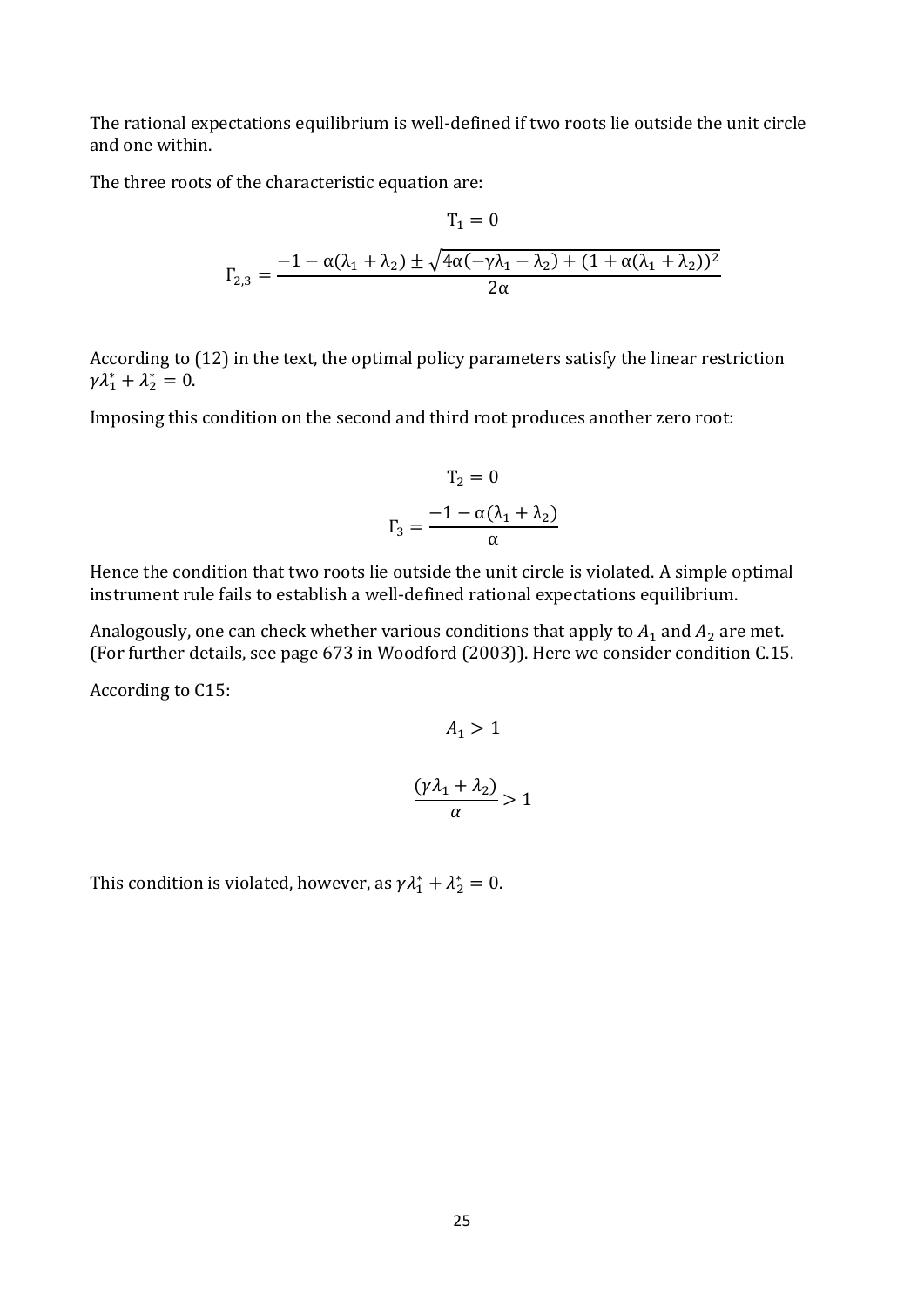The rational expectations equilibrium is well-defined if two roots lie outside the unit circle and one within.

The three roots of the characteristic equation are:

$$\Upsilon_1 = 0$$

$$\Gamma_{2,3} = \frac{-1 - \alpha(\lambda_1 + \lambda_2) \pm \sqrt{4\alpha(-\gamma\lambda_1 - \lambda_2) + (1 + \alpha(\lambda_1 + \lambda_2))^2}}{2\alpha}$$

According to (12) in the text, the optimal policy parameters satisfy the linear restriction $\gamma\lambda_1^* + \lambda_2^* = 0$.

Imposing this condition on the second and third root produces another zero root:

$$\Upsilon_2 = 0$$

$$\Gamma_3 = \frac{-1 - \alpha(\lambda_1 + \lambda_2)}{\alpha}$$

Hence the condition that two roots lie outside the unit circle is violated. A simple optimal instrument rule fails to establish a well-defined rational expectations equilibrium.

Analogously, one can check whether various conditions that apply to $A_1$ and $A_2$ are met. (For further details, see page 673 in Woodford (2003)). Here we consider condition C.15.

According to C15:

$$A_1 > 1$$

$$\frac{(\gamma\lambda_1 + \lambda_2)}{\alpha} > 1$$

This condition is violated, however, as $\gamma\lambda_1^* + \lambda_2^* = 0$.